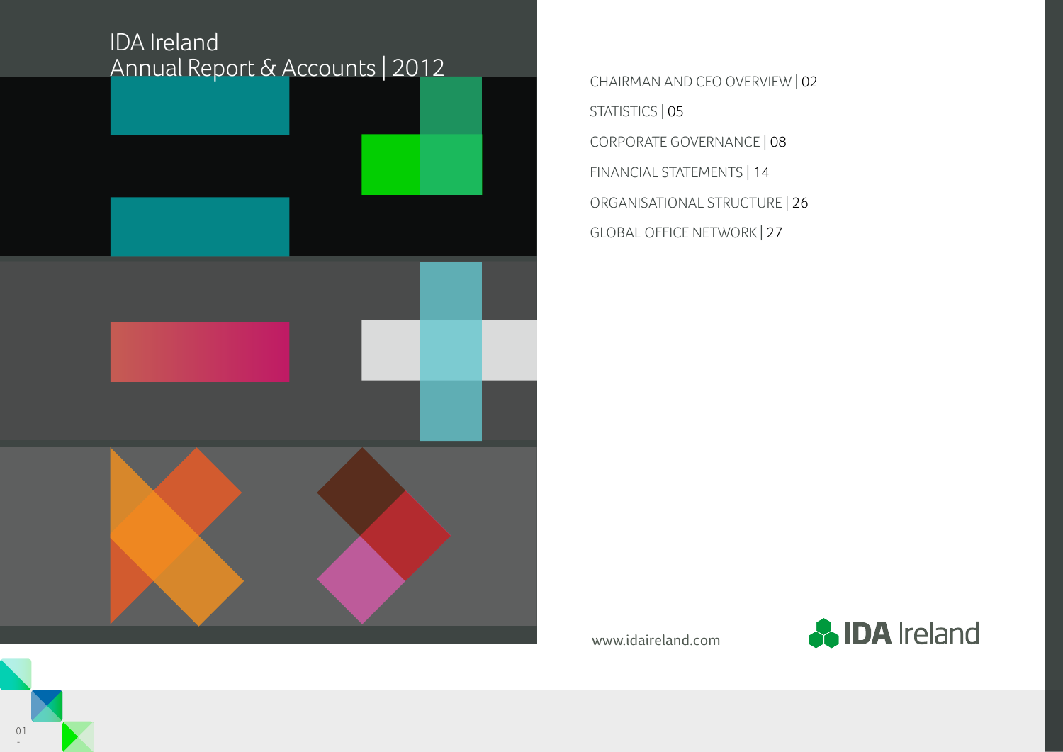# IDA Ireland
## Annual Report & Accounts | 2012

CHAIRMAN AND CEO OVERVIEW | 02

STATISTICS | 05

CORPORATE GOVERNANCE | 08

FINANCIAL STATEMENTS | 14

ORGANISATIONAL STRUCTURE | 26

GLOBAL OFFICE NETWORK | 27

www.idaireland.com

IDA Ireland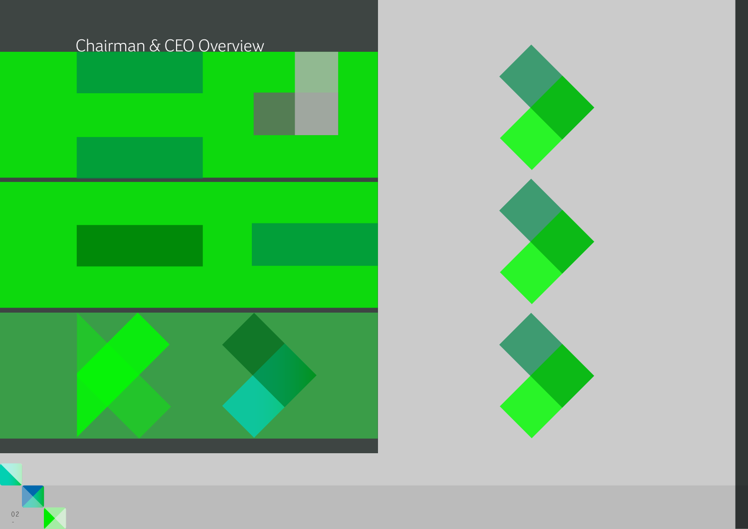# Chairman & CEO Overview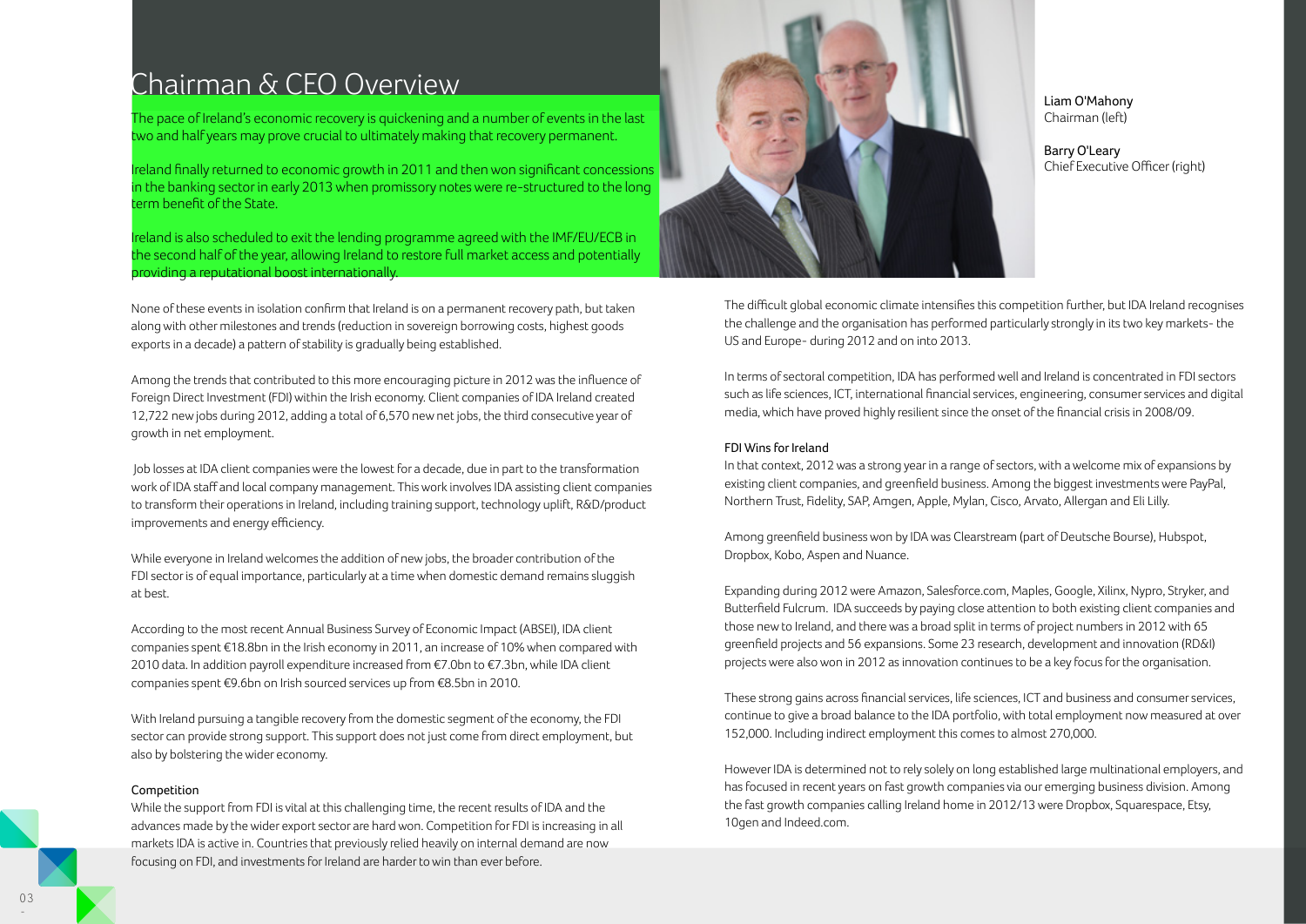# Chairman & CEO Overview

The pace of Ireland's economic recovery is quickening and a number of events in the last two and half years may prove crucial to ultimately making that recovery permanent.

Ireland finally returned to economic growth in 2011 and then won significant concessions in the banking sector in early 2013 when promissory notes were re-structured to the long term benefit of the State.

Ireland is also scheduled to exit the lending programme agreed with the IMF/EU/ECB in the second half of the year, allowing Ireland to restore full market access and potentially providing a reputational boost internationally.

Liam O'Mahony
Chairman (left)

Barry O'Leary
Chief Executive Officer (right)

None of these events in isolation confirm that Ireland is on a permanent recovery path, but taken along with other milestones and trends (reduction in sovereign borrowing costs, highest goods exports in a decade) a pattern of stability is gradually being established.

Among the trends that contributed to this more encouraging picture in 2012 was the influence of Foreign Direct Investment (FDI) within the Irish economy. Client companies of IDA Ireland created 12,722 new jobs during 2012, adding a total of 6,570 new net jobs, the third consecutive year of growth in net employment.

Job losses at IDA client companies were the lowest for a decade, due in part to the transformation work of IDA staff and local company management. This work involves IDA assisting client companies to transform their operations in Ireland, including training support, technology uplift, R&D/product improvements and energy efficiency.

While everyone in Ireland welcomes the addition of new jobs, the broader contribution of the FDI sector is of equal importance, particularly at a time when domestic demand remains sluggish at best.

According to the most recent Annual Business Survey of Economic Impact (ABSEI), IDA client companies spent €18.8bn in the Irish economy in 2011, an increase of 10% when compared with 2010 data. In addition payroll expenditure increased from €7.0bn to €7.3bn, while IDA client companies spent €9.6bn on Irish sourced services up from €8.5bn in 2010.

With Ireland pursuing a tangible recovery from the domestic segment of the economy, the FDI sector can provide strong support. This support does not just come from direct employment, but also by bolstering the wider economy.

### Competition

While the support from FDI is vital at this challenging time, the recent results of IDA and the advances made by the wider export sector are hard won. Competition for FDI is increasing in all markets IDA is active in. Countries that previously relied heavily on internal demand are now focusing on FDI, and investments for Ireland are harder to win than ever before.

The difficult global economic climate intensifies this competition further, but IDA Ireland recognises the challenge and the organisation has performed particularly strongly in its two key markets- the US and Europe- during 2012 and on into 2013.

In terms of sectoral competition, IDA has performed well and Ireland is concentrated in FDI sectors such as life sciences, ICT, international financial services, engineering, consumer services and digital media, which have proved highly resilient since the onset of the financial crisis in 2008/09.

### FDI Wins for Ireland

In that context, 2012 was a strong year in a range of sectors, with a welcome mix of expansions by existing client companies, and greenfield business. Among the biggest investments were PayPal, Northern Trust, Fidelity, SAP, Amgen, Apple, Mylan, Cisco, Arvato, Allergan and Eli Lilly.

Among greenfield business won by IDA was Clearstream (part of Deutsche Bourse), Hubspot, Dropbox, Kobo, Aspen and Nuance.

Expanding during 2012 were Amazon, Salesforce.com, Maples, Google, Xilinx, Nypro, Stryker, and Butterfield Fulcrum. IDA succeeds by paying close attention to both existing client companies and those new to Ireland, and there was a broad split in terms of project numbers in 2012 with 65 greenfield projects and 56 expansions. Some 23 research, development and innovation (RD&I) projects were also won in 2012 as innovation continues to be a key focus for the organisation.

These strong gains across financial services, life sciences, ICT and business and consumer services, continue to give a broad balance to the IDA portfolio, with total employment now measured at over 152,000. Including indirect employment this comes to almost 270,000.

However IDA is determined not to rely solely on long established large multinational employers, and has focused in recent years on fast growth companies via our emerging business division. Among the fast growth companies calling Ireland home in 2012/13 were Dropbox, Squarespace, Etsy, 10gen and Indeed.com.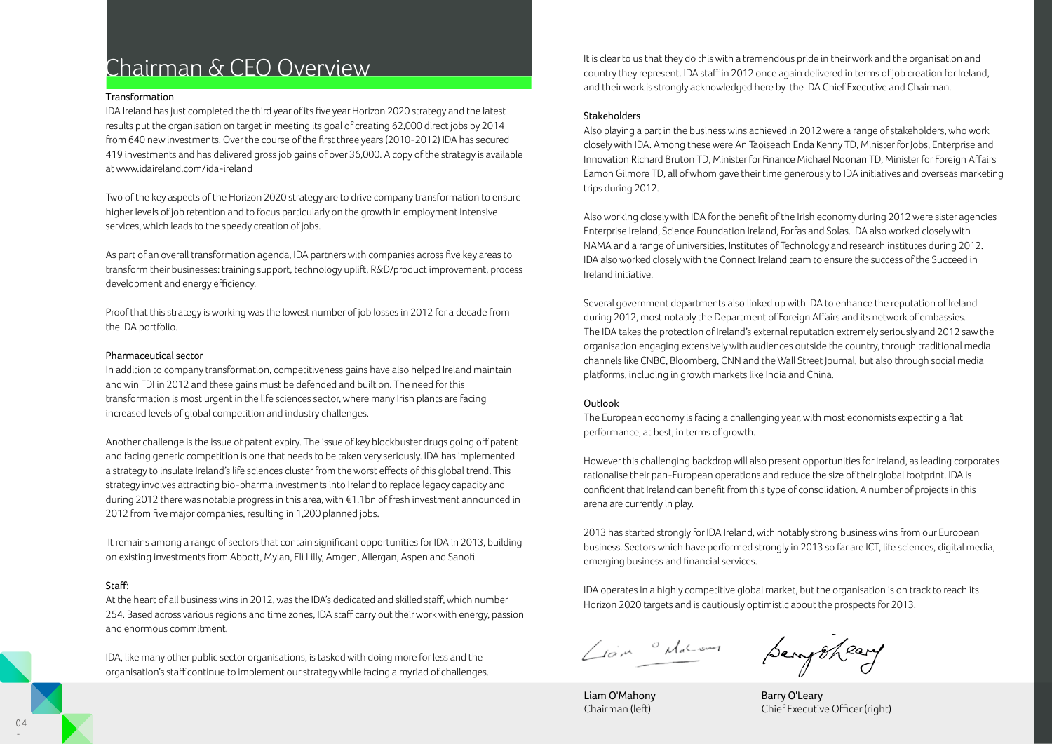# Chairman & CEO Overview

### Transformation

IDA Ireland has just completed the third year of its five year Horizon 2020 strategy and the latest results put the organisation on target in meeting its goal of creating 62,000 direct jobs by 2014 from 640 new investments. Over the course of the first three years (2010-2012) IDA has secured 419 investments and has delivered gross job gains of over 36,000. A copy of the strategy is available at www.idaireland.com/ida-ireland

Two of the key aspects of the Horizon 2020 strategy are to drive company transformation to ensure higher levels of job retention and to focus particularly on the growth in employment intensive services, which leads to the speedy creation of jobs.

As part of an overall transformation agenda, IDA partners with companies across five key areas to transform their businesses: training support, technology uplift, R&D/product improvement, process development and energy efficiency.

Proof that this strategy is working was the lowest number of job losses in 2012 for a decade from the IDA portfolio.

### Pharmaceutical sector

In addition to company transformation, competitiveness gains have also helped Ireland maintain and win FDI in 2012 and these gains must be defended and built on. The need for this transformation is most urgent in the life sciences sector, where many Irish plants are facing increased levels of global competition and industry challenges.

Another challenge is the issue of patent expiry. The issue of key blockbuster drugs going off patent and facing generic competition is one that needs to be taken very seriously. IDA has implemented a strategy to insulate Ireland's life sciences cluster from the worst effects of this global trend. This strategy involves attracting bio-pharma investments into Ireland to replace legacy capacity and during 2012 there was notable progress in this area, with €1.1bn of fresh investment announced in 2012 from five major companies, resulting in 1,200 planned jobs.

It remains among a range of sectors that contain significant opportunities for IDA in 2013, building on existing investments from Abbott, Mylan, Eli Lilly, Amgen, Allergan, Aspen and Sanofi.

### Staff:

At the heart of all business wins in 2012, was the IDA's dedicated and skilled staff, which number 254. Based across various regions and time zones, IDA staff carry out their work with energy, passion and enormous commitment.

IDA, like many other public sector organisations, is tasked with doing more for less and the organisation's staff continue to implement our strategy while facing a myriad of challenges.

It is clear to us that they do this with a tremendous pride in their work and the organisation and country they represent. IDA staff in 2012 once again delivered in terms of job creation for Ireland, and their work is strongly acknowledged here by the IDA Chief Executive and Chairman.

### Stakeholders

Also playing a part in the business wins achieved in 2012 were a range of stakeholders, who work closely with IDA. Among these were An Taoiseach Enda Kenny TD, Minister for Jobs, Enterprise and Innovation Richard Bruton TD, Minister for Finance Michael Noonan TD, Minister for Foreign Affairs Eamon Gilmore TD, all of whom gave their time generously to IDA initiatives and overseas marketing trips during 2012.

Also working closely with IDA for the benefit of the Irish economy during 2012 were sister agencies Enterprise Ireland, Science Foundation Ireland, Forfas and Solas. IDA also worked closely with NAMA and a range of universities, Institutes of Technology and research institutes during 2012. IDA also worked closely with the Connect Ireland team to ensure the success of the Succeed in Ireland initiative.

Several government departments also linked up with IDA to enhance the reputation of Ireland during 2012, most notably the Department of Foreign Affairs and its network of embassies. The IDA takes the protection of Ireland's external reputation extremely seriously and 2012 saw the organisation engaging extensively with audiences outside the country, through traditional media channels like CNBC, Bloomberg, CNN and the Wall Street Journal, but also through social media platforms, including in growth markets like India and China.

### Outlook

The European economy is facing a challenging year, with most economists expecting a flat performance, at best, in terms of growth.

However this challenging backdrop will also present opportunities for Ireland, as leading corporates rationalise their pan-European operations and reduce the size of their global footprint. IDA is confident that Ireland can benefit from this type of consolidation. A number of projects in this arena are currently in play.

2013 has started strongly for IDA Ireland, with notably strong business wins from our European business. Sectors which have performed strongly in 2013 so far are ICT, life sciences, digital media, emerging business and financial services.

IDA operates in a highly competitive global market, but the organisation is on track to reach its Horizon 2020 targets and is cautiously optimistic about the prospects for 2013.

Liam O'Mahony
Chairman (left)

Barry O'Leary
Chief Executive Officer (right)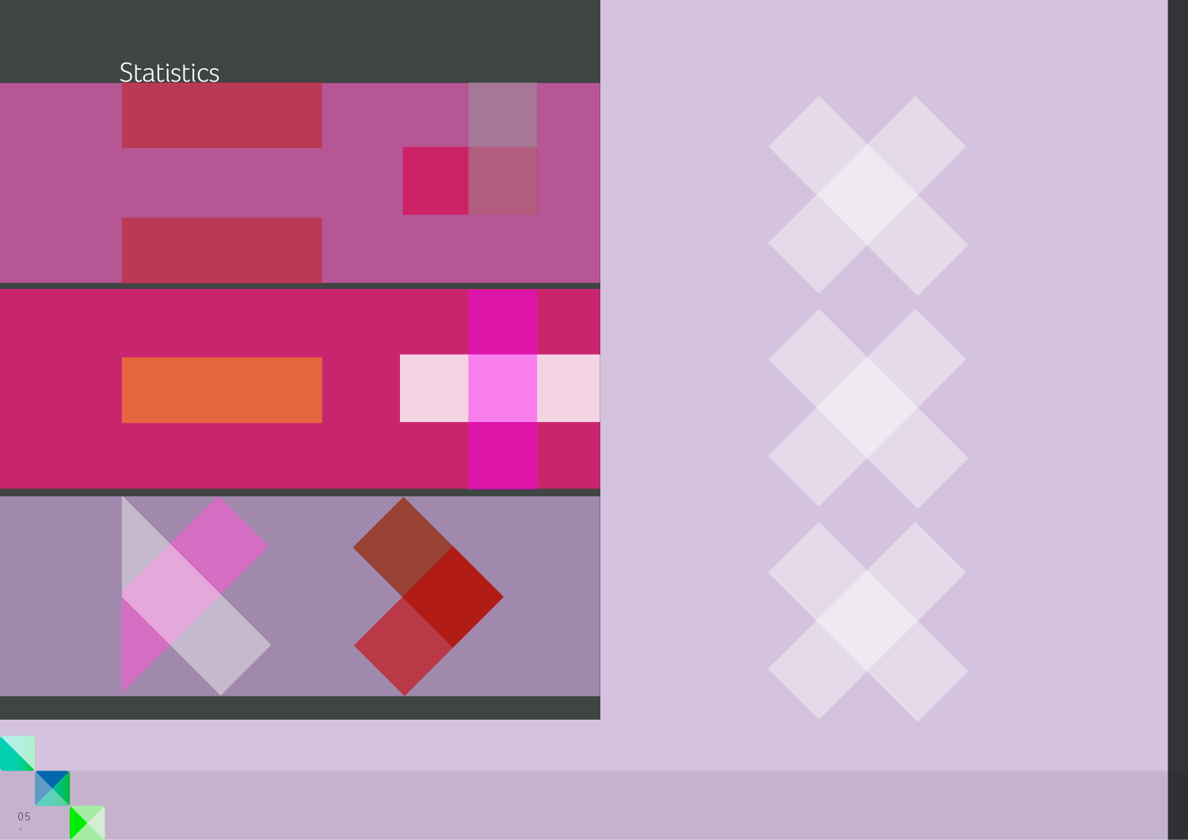# Statistics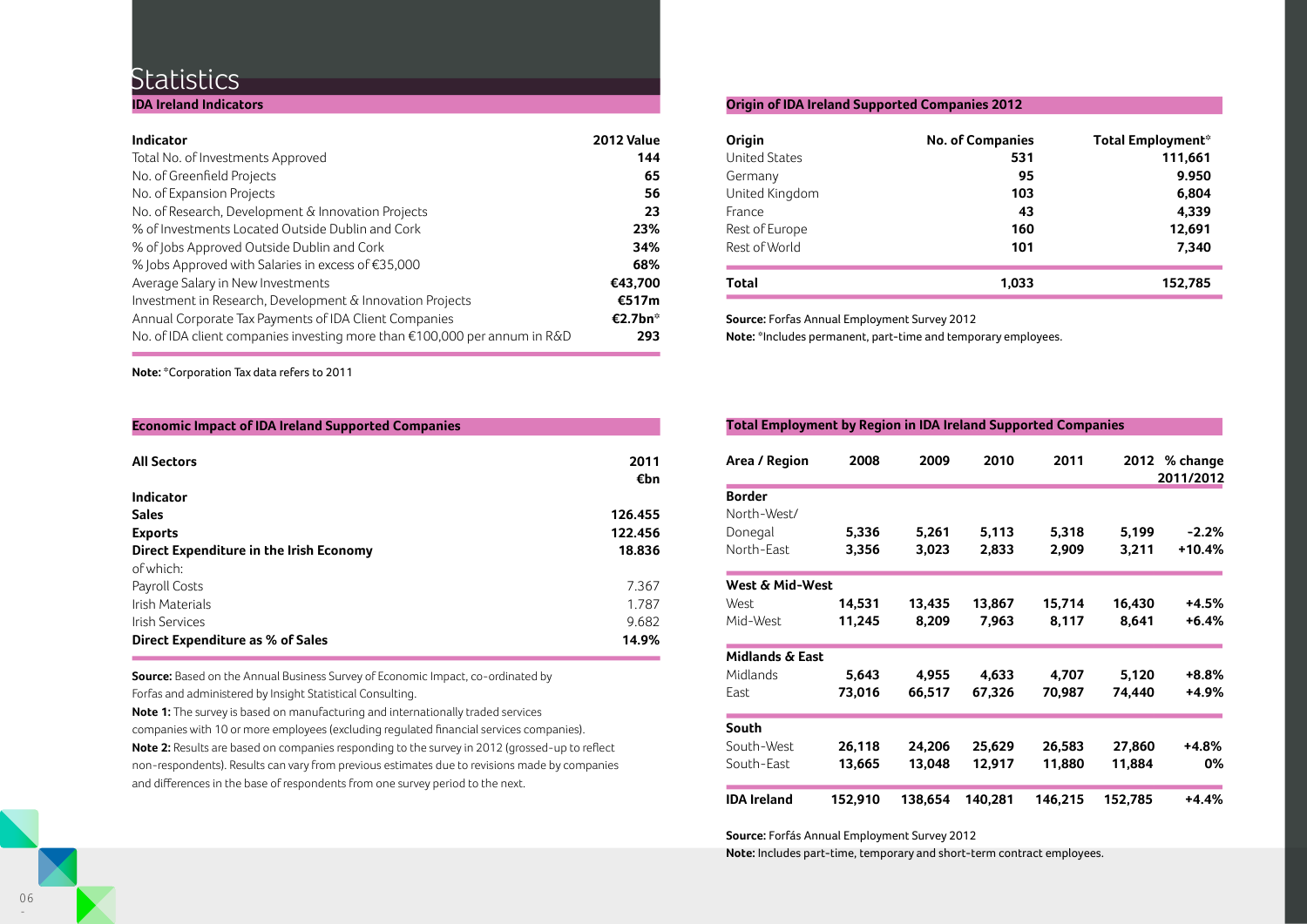# Statistics

## IDA Ireland Indicators

| Indicator | 2012 Value |
|---|---|
| Total No. of Investments Approved | 144 |
| No. of Greenfield Projects | 65 |
| No. of Expansion Projects | 56 |
| No. of Research, Development & Innovation Projects | 23 |
| % of Investments Located Outside Dublin and Cork | 23% |
| % of Jobs Approved Outside Dublin and Cork | 34% |
| % Jobs Approved with Salaries in excess of €35,000 | 68% |
| Average Salary in New Investments | €43,700 |
| Investment in Research, Development & Innovation Projects | €517m |
| Annual Corporate Tax Payments of IDA Client Companies | €2.7bn* |
| No. of IDA client companies investing more than €100,000 per annum in R&D | 293 |

**Note:** *Corporation Tax data refers to 2011

## Origin of IDA Ireland Supported Companies 2012

| Origin | No. of Companies | Total Employment* |
|---|---|---|
| United States | 531 | 111,661 |
| Germany | 95 | 9.950 |
| United Kingdom | 103 | 6,804 |
| France | 43 | 4,339 |
| Rest of Europe | 160 | 12,691 |
| Rest of World | 101 | 7,340 |
| **Total** | **1,033** | **152,785** |

**Source:** Forfas Annual Employment Survey 2012
**Note:** *Includes permanent, part-time and temporary employees.

## Economic Impact of IDA Ireland Supported Companies

| All Sectors | 2011 €bn |
|---|---|
| **Indicator** | |
| **Sales** | **126.455** |
| **Exports** | **122.456** |
| **Direct Expenditure in the Irish Economy** | **18.836** |
| of which: | |
| Payroll Costs | 7.367 |
| Irish Materials | 1.787 |
| Irish Services | 9.682 |
| **Direct Expenditure as % of Sales** | **14.9%** |

**Source:** Based on the Annual Business Survey of Economic Impact, co-ordinated by Forfas and administered by Insight Statistical Consulting.
**Note 1:** The survey is based on manufacturing and internationally traded services companies with 10 or more employees (excluding regulated financial services companies).
**Note 2:** Results are based on companies responding to the survey in 2012 (grossed-up to reflect non-respondents). Results can vary from previous estimates due to revisions made by companies and differences in the base of respondents from one survey period to the next.

## Total Employment by Region in IDA Ireland Supported Companies

| Area / Region | 2008 | 2009 | 2010 | 2011 | 2012 | % change 2011/2012 |
|---|---|---|---|---|---|---|
| **Border** | | | | | | |
| North-West/ Donegal | 5,336 | 5,261 | 5,113 | 5,318 | 5,199 | -2.2% |
| North-East | 3,356 | 3,023 | 2,833 | 2,909 | 3,211 | +10.4% |
| **West & Mid-West** | | | | | | |
| West | 14,531 | 13,435 | 13,867 | 15,714 | 16,430 | +4.5% |
| Mid-West | 11,245 | 8,209 | 7,963 | 8,117 | 8,641 | +6.4% |
| **Midlands & East** | | | | | | |
| Midlands | 5,643 | 4,955 | 4,633 | 4,707 | 5,120 | +8.8% |
| East | 73,016 | 66,517 | 67,326 | 70,987 | 74,440 | +4.9% |
| **South** | | | | | | |
| South-West | 26,118 | 24,206 | 25,629 | 26,583 | 27,860 | +4.8% |
| South-East | 13,665 | 13,048 | 12,917 | 11,880 | 11,884 | 0% |
| **IDA Ireland** | **152,910** | **138,654** | **140,281** | **146,215** | **152,785** | **+4.4%** |

**Source:** Forfás Annual Employment Survey 2012
**Note:** Includes part-time, temporary and short-term contract employees.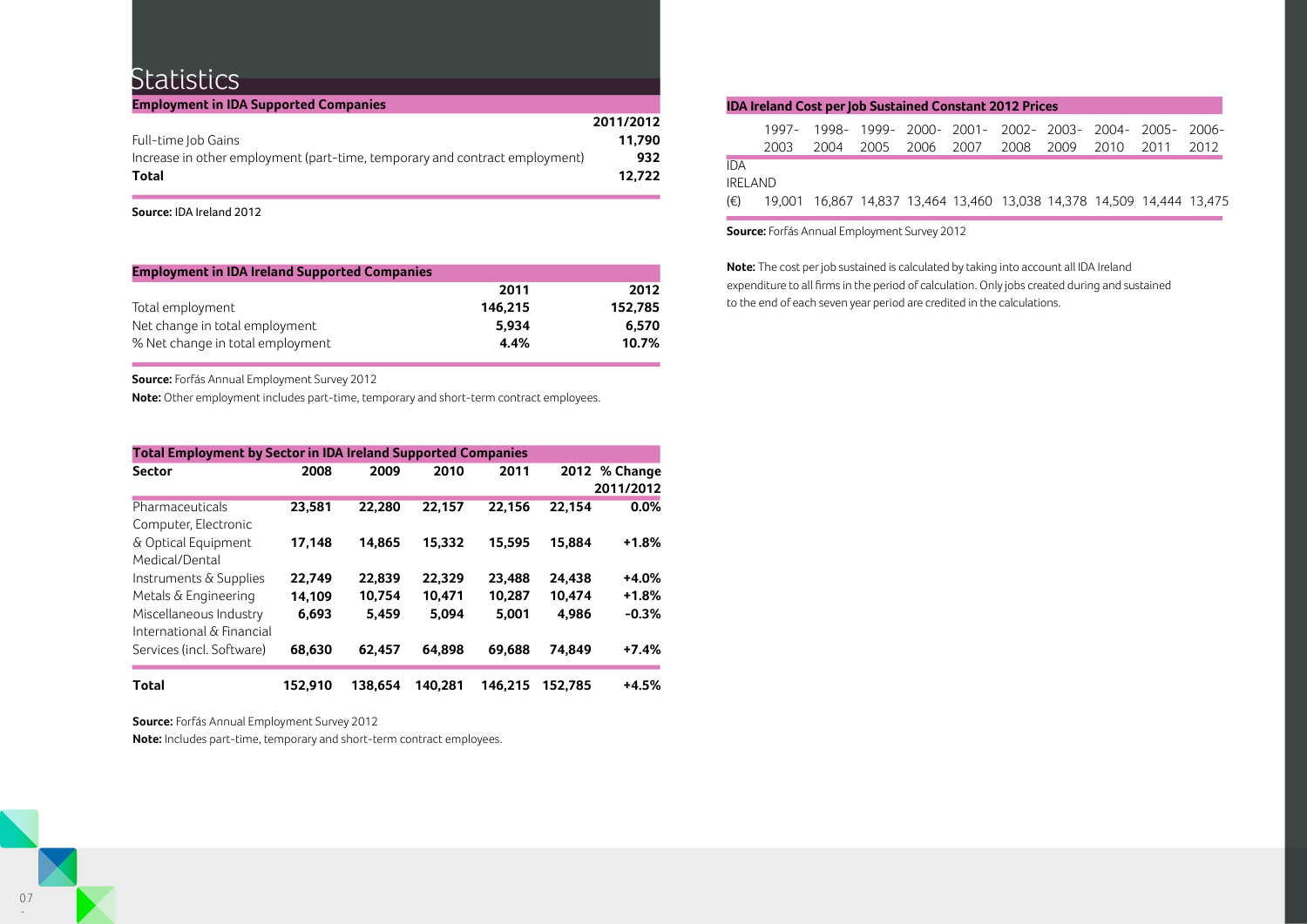# Statistics

| Employment in IDA Supported Companies | |
|---|---|
| | **2011/2012** |
| Full-time Job Gains | **11,790** |
| Increase in other employment (part-time, temporary and contract employment) | **932** |
| **Total** | **12,722** |

**Source:** IDA Ireland 2012

| Employment in IDA Ireland Supported Companies | | |
|---|---|---|
| | **2011** | **2012** |
| Total employment | **146,215** | **152,785** |
| Net change in total employment | **5,934** | **6,570** |
| % Net change in total employment | **4.4%** | **10.7%** |

**Source:** Forfás Annual Employment Survey 2012

**Note:** Other employment includes part-time, temporary and short-term contract employees.

| Total Employment by Sector in IDA Ireland Supported Companies | | | | | | |
|---|---|---|---|---|---|---|
| **Sector** | **2008** | **2009** | **2010** | **2011** | **2012** | **% Change 2011/2012** |
| Pharmaceuticals | **23,581** | **22,280** | **22,157** | **22,156** | **22,154** | **0.0%** |
| Computer, Electronic & Optical Equipment | **17,148** | **14,865** | **15,332** | **15,595** | **15,884** | **+1.8%** |
| Medical/Dental Instruments & Supplies | **22,749** | **22,839** | **22,329** | **23,488** | **24,438** | **+4.0%** |
| Metals & Engineering | **14,109** | **10,754** | **10,471** | **10,287** | **10,474** | **+1.8%** |
| Miscellaneous Industry | **6,693** | **5,459** | **5,094** | **5,001** | **4,986** | **-0.3%** |
| International & Financial Services (incl. Software) | **68,630** | **62,457** | **64,898** | **69,688** | **74,849** | **+7.4%** |
| **Total** | **152,910** | **138,654** | **140,281** | **146,215** | **152,785** | **+4.5%** |

**Source:** Forfás Annual Employment Survey 2012

**Note:** Includes part-time, temporary and short-term contract employees.

| IDA Ireland Cost per Job Sustained Constant 2012 Prices | | | | | | | | | | |
|---|---|---|---|---|---|---|---|---|---|---|
| | 1997-2003 | 1998-2004 | 1999-2005 | 2000-2006 | 2001-2007 | 2002-2008 | 2003-2009 | 2004-2010 | 2005-2011 | 2006-2012 |
| IDA IRELAND (€) | 19,001 | 16,867 | 14,837 | 13,464 | 13,460 | 13,038 | 14,378 | 14,509 | 14,444 | 13,475 |

**Source:** Forfás Annual Employment Survey 2012

**Note:** The cost per job sustained is calculated by taking into account all IDA Ireland expenditure to all firms in the period of calculation. Only jobs created during and sustained to the end of each seven year period are credited in the calculations.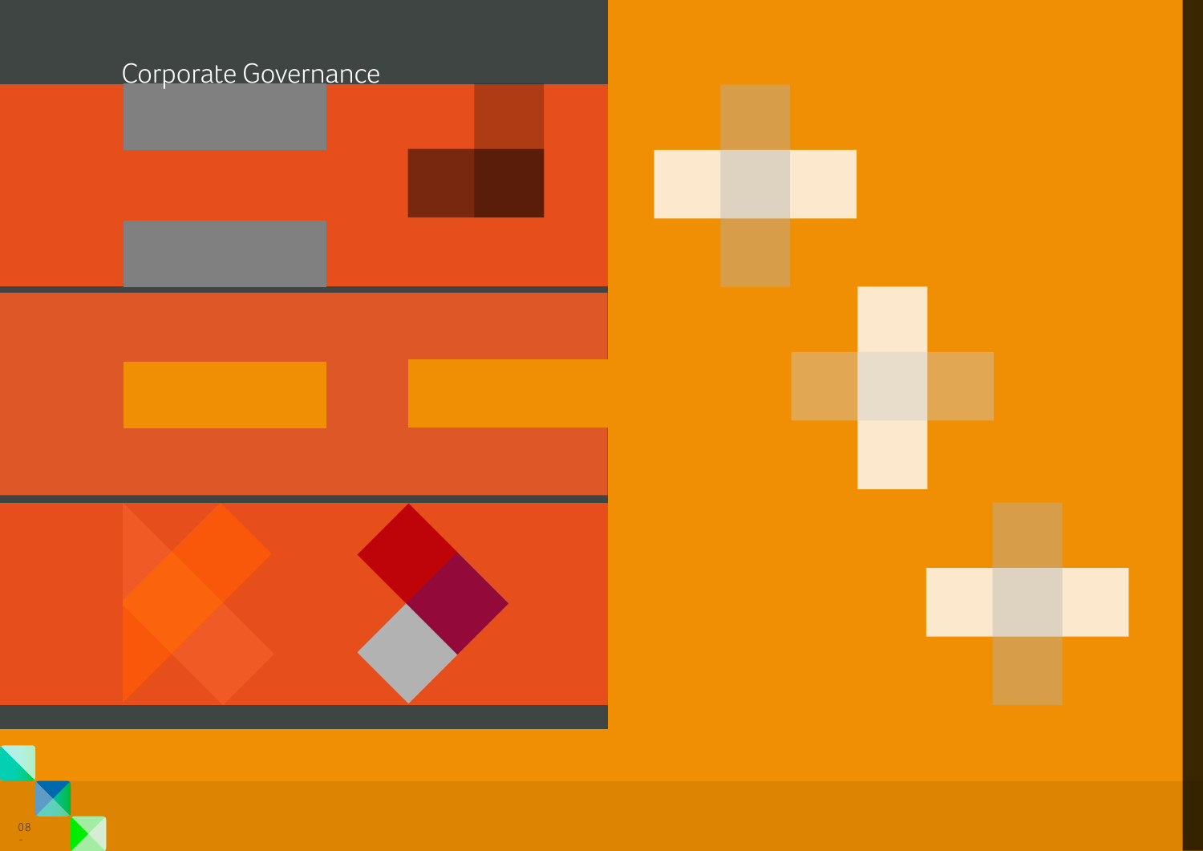# Corporate Governance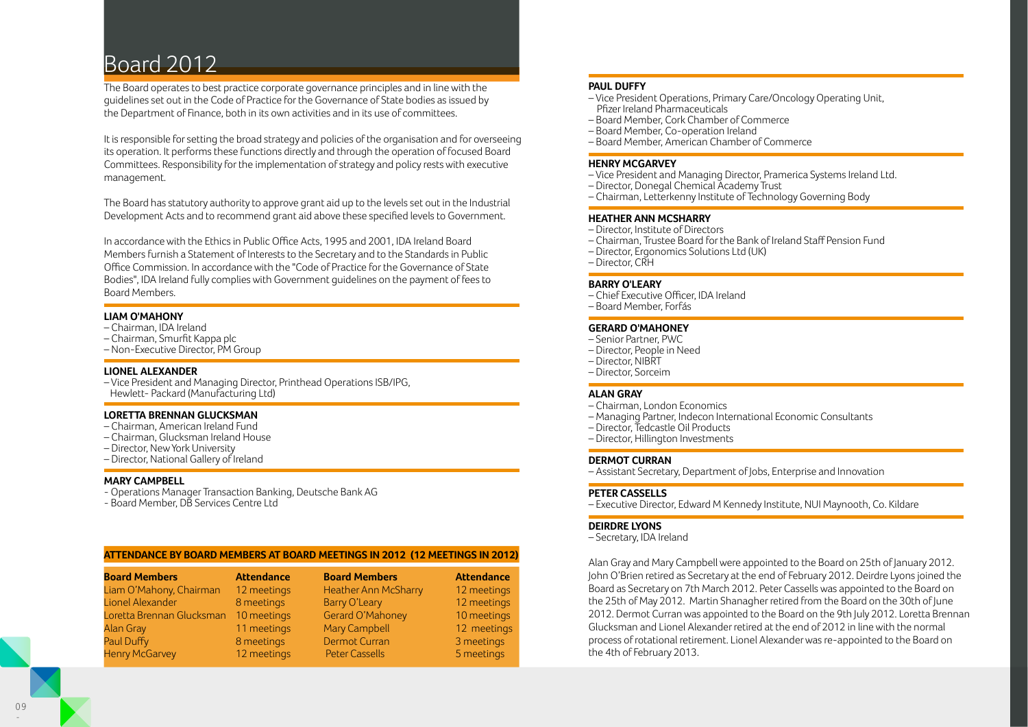# Board 2012

The Board operates to best practice corporate governance principles and in line with the guidelines set out in the Code of Practice for the Governance of State bodies as issued by the Department of Finance, both in its own activities and in its use of committees.

It is responsible for setting the broad strategy and policies of the organisation and for overseeing its operation. It performs these functions directly and through the operation of focused Board Committees. Responsibility for the implementation of strategy and policy rests with executive management.

The Board has statutory authority to approve grant aid up to the levels set out in the Industrial Development Acts and to recommend grant aid above these specified levels to Government.

In accordance with the Ethics in Public Office Acts, 1995 and 2001, IDA Ireland Board Members furnish a Statement of Interests to the Secretary and to the Standards in Public Office Commission. In accordance with the "Code of Practice for the Governance of State Bodies", IDA Ireland fully complies with Government guidelines on the payment of fees to Board Members.

**LIAM O'MAHONY**
- Chairman, IDA Ireland
- Chairman, Smurfit Kappa plc
- Non-Executive Director, PM Group

**LIONEL ALEXANDER**
- Vice President and Managing Director, Printhead Operations ISB/IPG, Hewlett- Packard (Manufacturing Ltd)

**LORETTA BRENNAN GLUCKSMAN**
- Chairman, American Ireland Fund
- Chairman, Glucksman Ireland House
- Director, New York University
- Director, National Gallery of Ireland

**MARY CAMPBELL**
- Operations Manager Transaction Banking, Deutsche Bank AG
- Board Member, DB Services Centre Ltd

**PAUL DUFFY**
- Vice President Operations, Primary Care/Oncology Operating Unit, Pfizer Ireland Pharmaceuticals
- Board Member, Cork Chamber of Commerce
- Board Member, Co-operation Ireland
- Board Member, American Chamber of Commerce

**HENRY MCGARVEY**
- Vice President and Managing Director, Pramerica Systems Ireland Ltd.
- Director, Donegal Chemical Academy Trust
- Chairman, Letterkenny Institute of Technology Governing Body

**HEATHER ANN MCSHARRY**
- Director, Institute of Directors
- Chairman, Trustee Board for the Bank of Ireland Staff Pension Fund
- Director, Ergonomics Solutions Ltd (UK)
- Director, CRH

**BARRY O'LEARY**
- Chief Executive Officer, IDA Ireland
- Board Member, Forfás

**GERARD O'MAHONEY**
- Senior Partner, PWC
- Director, People in Need
- Director, NIBRT
- Director, Sorceim

**ALAN GRAY**
- Chairman, London Economics
- Managing Partner, Indecon International Economic Consultants
- Director, Tedcastle Oil Products
- Director, Hillington Investments

**DERMOT CURRAN**
- Assistant Secretary, Department of Jobs, Enterprise and Innovation

**PETER CASSELLS**
- Executive Director, Edward M Kennedy Institute, NUI Maynooth, Co. Kildare

**DEIRDRE LYONS**
- Secretary, IDA Ireland

**ATTENDANCE BY BOARD MEMBERS AT BOARD MEETINGS IN 2012 (12 MEETINGS IN 2012)**

| Board Members | Attendance | Board Members | Attendance |
|---|---|---|---|
| Liam O'Mahony, Chairman | 12 meetings | Heather Ann McSharry | 12 meetings |
| Lionel Alexander | 8 meetings | Barry O'Leary | 12 meetings |
| Loretta Brennan Glucksman | 10 meetings | Gerard O'Mahoney | 10 meetings |
| Alan Gray | 11 meetings | Mary Campbell | 12 meetings |
| Paul Duffy | 8 meetings | Dermot Curran | 3 meetings |
| Henry McGarvey | 12 meetings | Peter Cassells | 5 meetings |

Alan Gray and Mary Campbell were appointed to the Board on 25th of January 2012. John O'Brien retired as Secretary at the end of February 2012. Deirdre Lyons joined the Board as Secretary on 7th March 2012. Peter Cassells was appointed to the Board on the 25th of May 2012. Martin Shanagher retired from the Board on the 30th of June 2012. Dermot Curran was appointed to the Board on the 9th July 2012. Loretta Brennan Glucksman and Lionel Alexander retired at the end of 2012 in line with the normal process of rotational retirement. Lionel Alexander was re-appointed to the Board on the 4th of February 2013.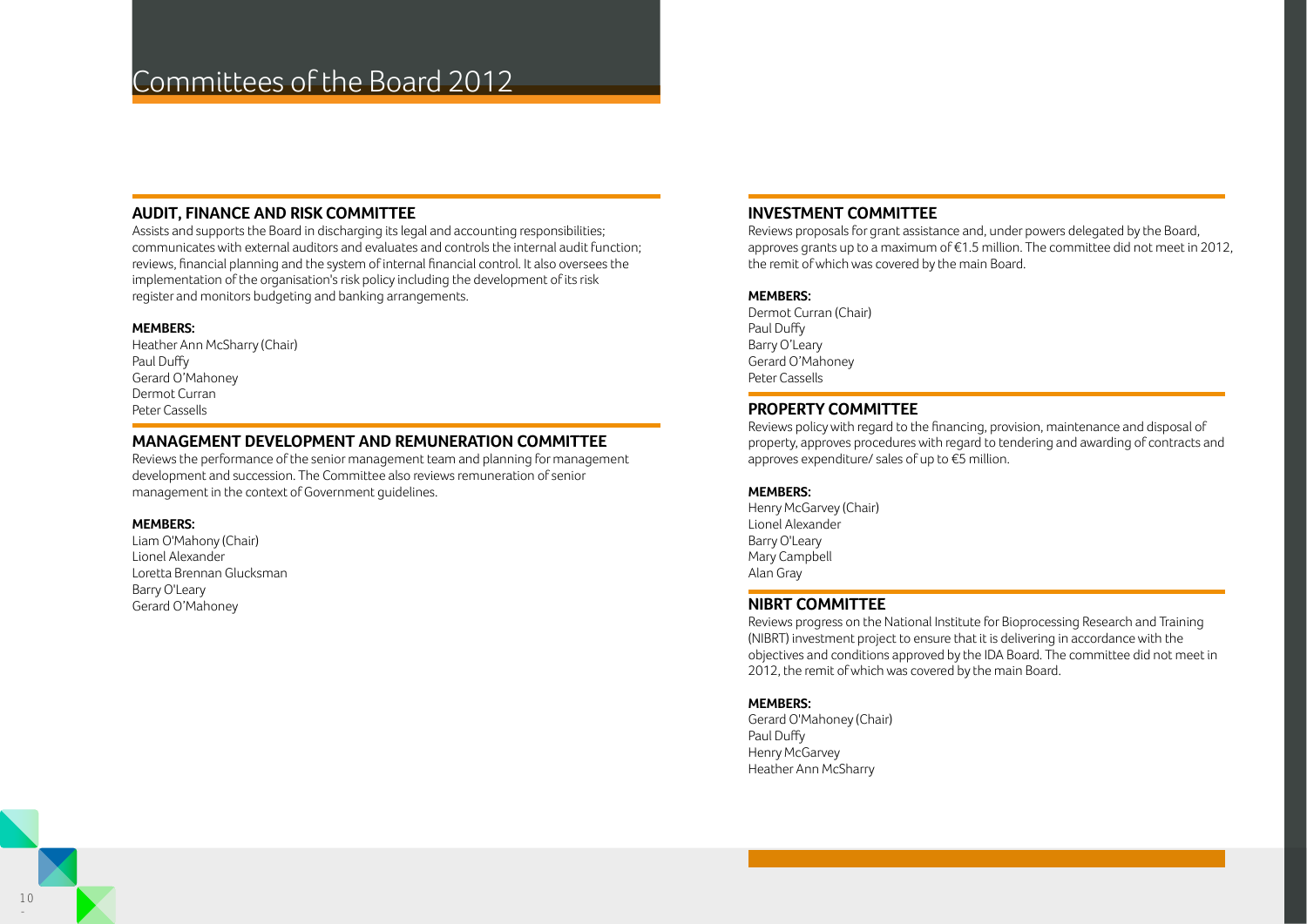# Committees of the Board 2012

## AUDIT, FINANCE AND RISK COMMITTEE

Assists and supports the Board in discharging its legal and accounting responsibilities; communicates with external auditors and evaluates and controls the internal audit function; reviews, financial planning and the system of internal financial control. It also oversees the implementation of the organisation's risk policy including the development of its risk register and monitors budgeting and banking arrangements.

**MEMBERS:**

Heather Ann McSharry (Chair)
Paul Duffy
Gerard O'Mahoney
Dermot Curran
Peter Cassells

## MANAGEMENT DEVELOPMENT AND REMUNERATION COMMITTEE

Reviews the performance of the senior management team and planning for management development and succession. The Committee also reviews remuneration of senior management in the context of Government guidelines.

**MEMBERS:**

Liam O'Mahony (Chair)
Lionel Alexander
Loretta Brennan Glucksman
Barry O'Leary
Gerard O'Mahoney

## INVESTMENT COMMITTEE

Reviews proposals for grant assistance and, under powers delegated by the Board, approves grants up to a maximum of €1.5 million. The committee did not meet in 2012, the remit of which was covered by the main Board.

**MEMBERS:**

Dermot Curran (Chair)
Paul Duffy
Barry O'Leary
Gerard O'Mahoney
Peter Cassells

## PROPERTY COMMITTEE

Reviews policy with regard to the financing, provision, maintenance and disposal of property, approves procedures with regard to tendering and awarding of contracts and approves expenditure/ sales of up to €5 million.

**MEMBERS:**

Henry McGarvey (Chair)
Lionel Alexander
Barry O'Leary
Mary Campbell
Alan Gray

## NIBRT COMMITTEE

Reviews progress on the National Institute for Bioprocessing Research and Training (NIBRT) investment project to ensure that it is delivering in accordance with the objectives and conditions approved by the IDA Board. The committee did not meet in 2012, the remit of which was covered by the main Board.

**MEMBERS:**

Gerard O'Mahoney (Chair)
Paul Duffy
Henry McGarvey
Heather Ann McSharry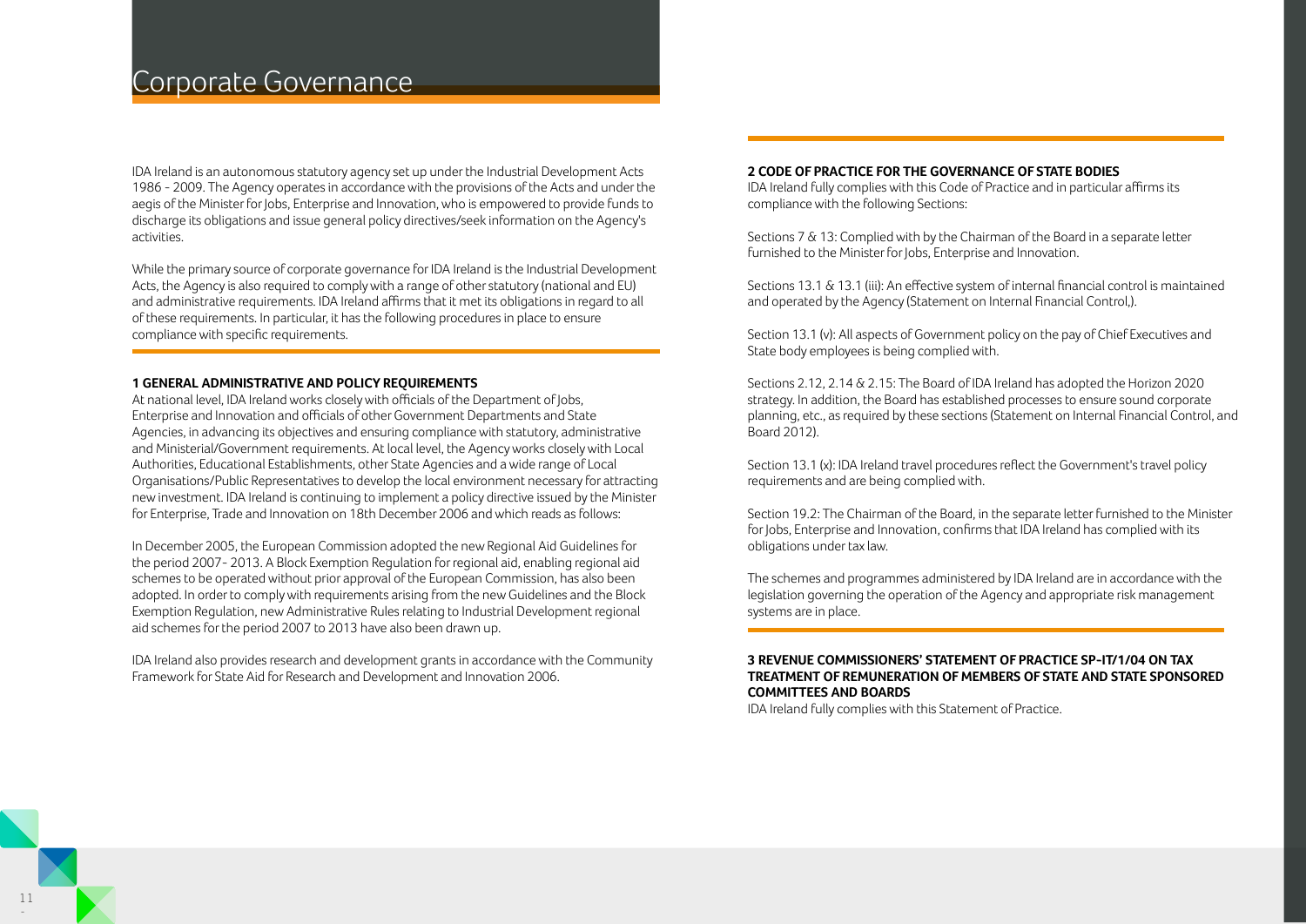# Corporate Governance

IDA Ireland is an autonomous statutory agency set up under the Industrial Development Acts 1986 - 2009. The Agency operates in accordance with the provisions of the Acts and under the aegis of the Minister for Jobs, Enterprise and Innovation, who is empowered to provide funds to discharge its obligations and issue general policy directives/seek information on the Agency's activities.

While the primary source of corporate governance for IDA Ireland is the Industrial Development Acts, the Agency is also required to comply with a range of other statutory (national and EU) and administrative requirements. IDA Ireland affirms that it met its obligations in regard to all of these requirements. In particular, it has the following procedures in place to ensure compliance with specific requirements.

**1 GENERAL ADMINISTRATIVE AND POLICY REQUIREMENTS**

At national level, IDA Ireland works closely with officials of the Department of Jobs, Enterprise and Innovation and officials of other Government Departments and State Agencies, in advancing its objectives and ensuring compliance with statutory, administrative and Ministerial/Government requirements. At local level, the Agency works closely with Local Authorities, Educational Establishments, other State Agencies and a wide range of Local Organisations/Public Representatives to develop the local environment necessary for attracting new investment. IDA Ireland is continuing to implement a policy directive issued by the Minister for Enterprise, Trade and Innovation on 18th December 2006 and which reads as follows:

In December 2005, the European Commission adopted the new Regional Aid Guidelines for the period 2007- 2013. A Block Exemption Regulation for regional aid, enabling regional aid schemes to be operated without prior approval of the European Commission, has also been adopted. In order to comply with requirements arising from the new Guidelines and the Block Exemption Regulation, new Administrative Rules relating to Industrial Development regional aid schemes for the period 2007 to 2013 have also been drawn up.

IDA Ireland also provides research and development grants in accordance with the Community Framework for State Aid for Research and Development and Innovation 2006.

**2 CODE OF PRACTICE FOR THE GOVERNANCE OF STATE BODIES**

IDA Ireland fully complies with this Code of Practice and in particular affirms its compliance with the following Sections:

Sections 7 & 13: Complied with by the Chairman of the Board in a separate letter furnished to the Minister for Jobs, Enterprise and Innovation.

Sections 13.1 & 13.1 (iii): An effective system of internal financial control is maintained and operated by the Agency (Statement on Internal Financial Control,).

Section 13.1 (v): All aspects of Government policy on the pay of Chief Executives and State body employees is being complied with.

Sections 2.12, 2.14 & 2.15: The Board of IDA Ireland has adopted the Horizon 2020 strategy. In addition, the Board has established processes to ensure sound corporate planning, etc., as required by these sections (Statement on Internal Financial Control, and Board 2012).

Section 13.1 (x): IDA Ireland travel procedures reflect the Government's travel policy requirements and are being complied with.

Section 19.2: The Chairman of the Board, in the separate letter furnished to the Minister for Jobs, Enterprise and Innovation, confirms that IDA Ireland has complied with its obligations under tax law.

The schemes and programmes administered by IDA Ireland are in accordance with the legislation governing the operation of the Agency and appropriate risk management systems are in place.

**3 REVENUE COMMISSIONERS' STATEMENT OF PRACTICE SP-IT/1/04 ON TAX TREATMENT OF REMUNERATION OF MEMBERS OF STATE AND STATE SPONSORED COMMITTEES AND BOARDS**

IDA Ireland fully complies with this Statement of Practice.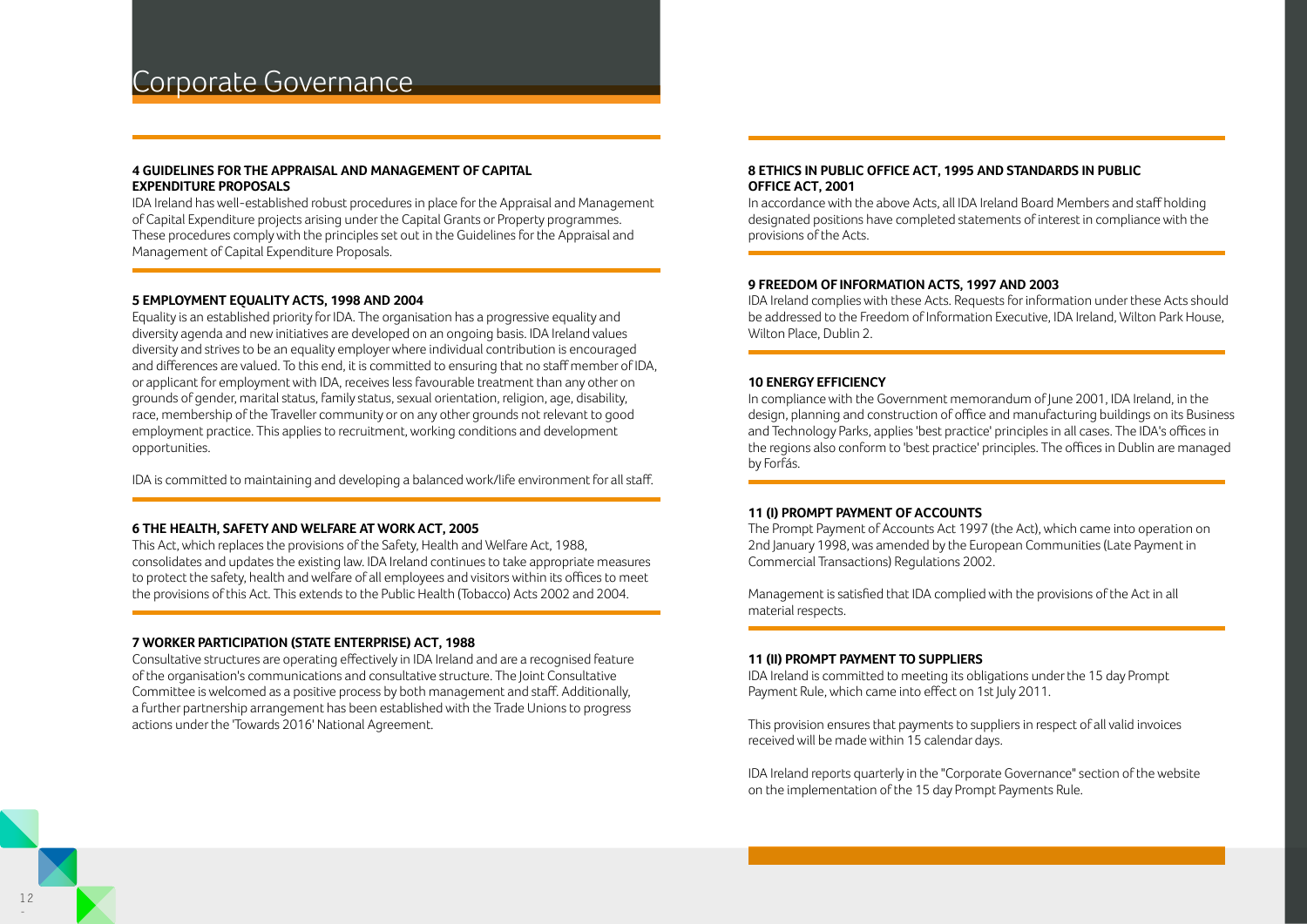# Corporate Governance

### 4 GUIDELINES FOR THE APPRAISAL AND MANAGEMENT OF CAPITAL EXPENDITURE PROPOSALS

IDA Ireland has well-established robust procedures in place for the Appraisal and Management of Capital Expenditure projects arising under the Capital Grants or Property programmes. These procedures comply with the principles set out in the Guidelines for the Appraisal and Management of Capital Expenditure Proposals.

### 5 EMPLOYMENT EQUALITY ACTS, 1998 AND 2004

Equality is an established priority for IDA. The organisation has a progressive equality and diversity agenda and new initiatives are developed on an ongoing basis. IDA Ireland values diversity and strives to be an equality employer where individual contribution is encouraged and differences are valued. To this end, it is committed to ensuring that no staff member of IDA, or applicant for employment with IDA, receives less favourable treatment than any other on grounds of gender, marital status, family status, sexual orientation, religion, age, disability, race, membership of the Traveller community or on any other grounds not relevant to good employment practice. This applies to recruitment, working conditions and development opportunities.

IDA is committed to maintaining and developing a balanced work/life environment for all staff.

### 6 THE HEALTH, SAFETY AND WELFARE AT WORK ACT, 2005

This Act, which replaces the provisions of the Safety, Health and Welfare Act, 1988, consolidates and updates the existing law. IDA Ireland continues to take appropriate measures to protect the safety, health and welfare of all employees and visitors within its offices to meet the provisions of this Act. This extends to the Public Health (Tobacco) Acts 2002 and 2004.

### 7 WORKER PARTICIPATION (STATE ENTERPRISE) ACT, 1988

Consultative structures are operating effectively in IDA Ireland and are a recognised feature of the organisation's communications and consultative structure. The Joint Consultative Committee is welcomed as a positive process by both management and staff. Additionally, a further partnership arrangement has been established with the Trade Unions to progress actions under the 'Towards 2016' National Agreement.

### 8 ETHICS IN PUBLIC OFFICE ACT, 1995 AND STANDARDS IN PUBLIC OFFICE ACT, 2001

In accordance with the above Acts, all IDA Ireland Board Members and staff holding designated positions have completed statements of interest in compliance with the provisions of the Acts.

### 9 FREEDOM OF INFORMATION ACTS, 1997 AND 2003

IDA Ireland complies with these Acts. Requests for information under these Acts should be addressed to the Freedom of Information Executive, IDA Ireland, Wilton Park House, Wilton Place, Dublin 2.

### 10 ENERGY EFFICIENCY

In compliance with the Government memorandum of June 2001, IDA Ireland, in the design, planning and construction of office and manufacturing buildings on its Business and Technology Parks, applies 'best practice' principles in all cases. The IDA's offices in the regions also conform to 'best practice' principles. The offices in Dublin are managed by Forfás.

### 11 (I) PROMPT PAYMENT OF ACCOUNTS

The Prompt Payment of Accounts Act 1997 (the Act), which came into operation on 2nd January 1998, was amended by the European Communities (Late Payment in Commercial Transactions) Regulations 2002.

Management is satisfied that IDA complied with the provisions of the Act in all material respects.

### 11 (II) PROMPT PAYMENT TO SUPPLIERS

IDA Ireland is committed to meeting its obligations under the 15 day Prompt Payment Rule, which came into effect on 1st July 2011.

This provision ensures that payments to suppliers in respect of all valid invoices received will be made within 15 calendar days.

IDA Ireland reports quarterly in the "Corporate Governance" section of the website on the implementation of the 15 day Prompt Payments Rule.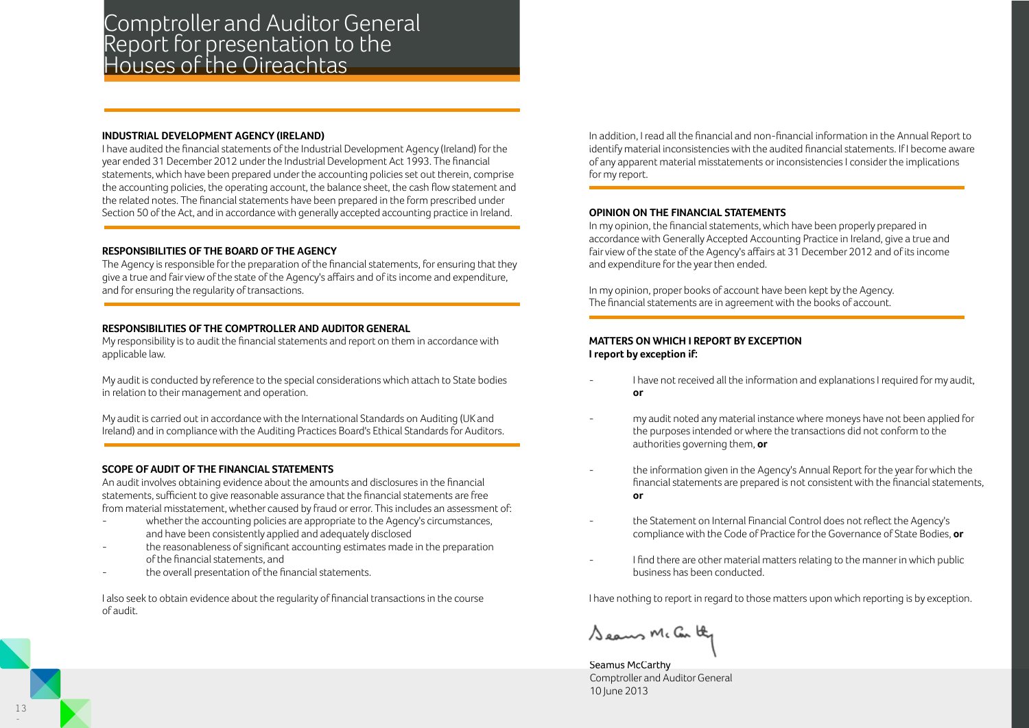# Comptroller and Auditor General Report for presentation to the Houses of the Oireachtas

**INDUSTRIAL DEVELOPMENT AGENCY (IRELAND)**

I have audited the financial statements of the Industrial Development Agency (Ireland) for the year ended 31 December 2012 under the Industrial Development Act 1993. The financial statements, which have been prepared under the accounting policies set out therein, comprise the accounting policies, the operating account, the balance sheet, the cash flow statement and the related notes. The financial statements have been prepared in the form prescribed under Section 50 of the Act, and in accordance with generally accepted accounting practice in Ireland.

**RESPONSIBILITIES OF THE BOARD OF THE AGENCY**

The Agency is responsible for the preparation of the financial statements, for ensuring that they give a true and fair view of the state of the Agency's affairs and of its income and expenditure, and for ensuring the regularity of transactions.

**RESPONSIBILITIES OF THE COMPTROLLER AND AUDITOR GENERAL**

My responsibility is to audit the financial statements and report on them in accordance with applicable law.

My audit is conducted by reference to the special considerations which attach to State bodies in relation to their management and operation.

My audit is carried out in accordance with the International Standards on Auditing (UK and Ireland) and in compliance with the Auditing Practices Board's Ethical Standards for Auditors.

**SCOPE OF AUDIT OF THE FINANCIAL STATEMENTS**

An audit involves obtaining evidence about the amounts and disclosures in the financial statements, sufficient to give reasonable assurance that the financial statements are free from material misstatement, whether caused by fraud or error. This includes an assessment of:

- whether the accounting policies are appropriate to the Agency's circumstances, and have been consistently applied and adequately disclosed
- the reasonableness of significant accounting estimates made in the preparation of the financial statements, and
- the overall presentation of the financial statements.

I also seek to obtain evidence about the regularity of financial transactions in the course of audit.

In addition, I read all the financial and non-financial information in the Annual Report to identify material inconsistencies with the audited financial statements. If I become aware of any apparent material misstatements or inconsistencies I consider the implications for my report.

**OPINION ON THE FINANCIAL STATEMENTS**

In my opinion, the financial statements, which have been properly prepared in accordance with Generally Accepted Accounting Practice in Ireland, give a true and fair view of the state of the Agency's affairs at 31 December 2012 and of its income and expenditure for the year then ended.

In my opinion, proper books of account have been kept by the Agency. The financial statements are in agreement with the books of account.

**MATTERS ON WHICH I REPORT BY EXCEPTION**

**I report by exception if:**

- I have not received all the information and explanations I required for my audit, **or**
- my audit noted any material instance where moneys have not been applied for the purposes intended or where the transactions did not conform to the authorities governing them, **or**
- the information given in the Agency's Annual Report for the year for which the financial statements are prepared is not consistent with the financial statements, **or**
- the Statement on Internal Financial Control does not reflect the Agency's compliance with the Code of Practice for the Governance of State Bodies, **or**
- I find there are other material matters relating to the manner in which public business has been conducted.

I have nothing to report in regard to those matters upon which reporting is by exception.

Seamus McCarthy
Comptroller and Auditor General
10 June 2013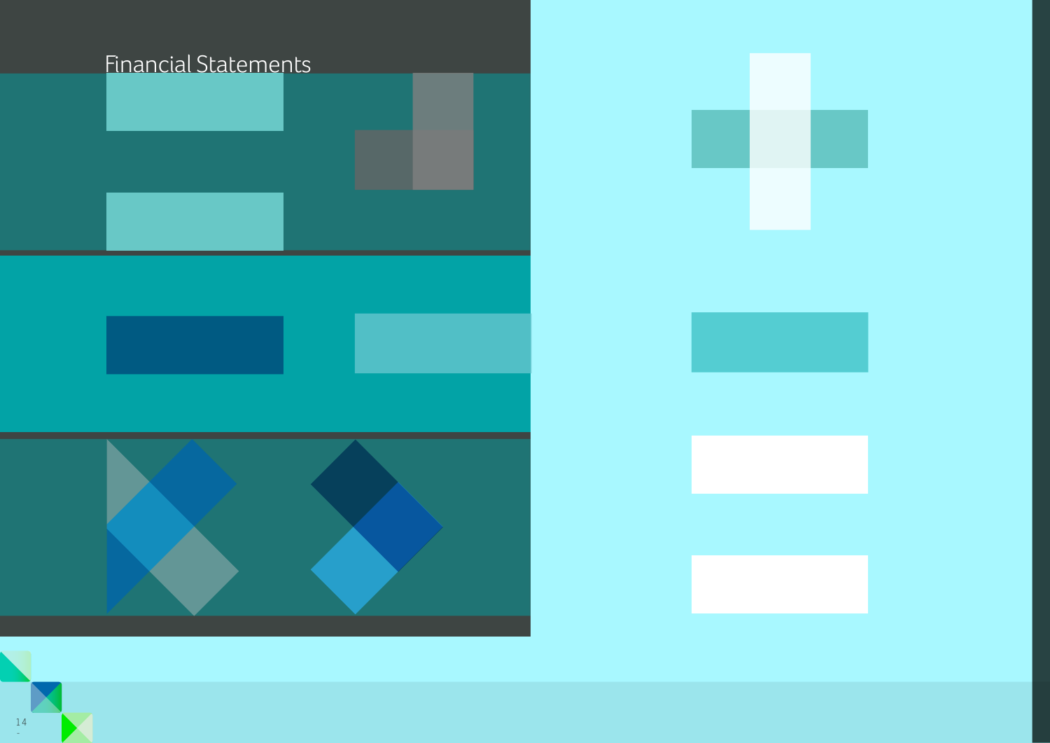# Financial Statements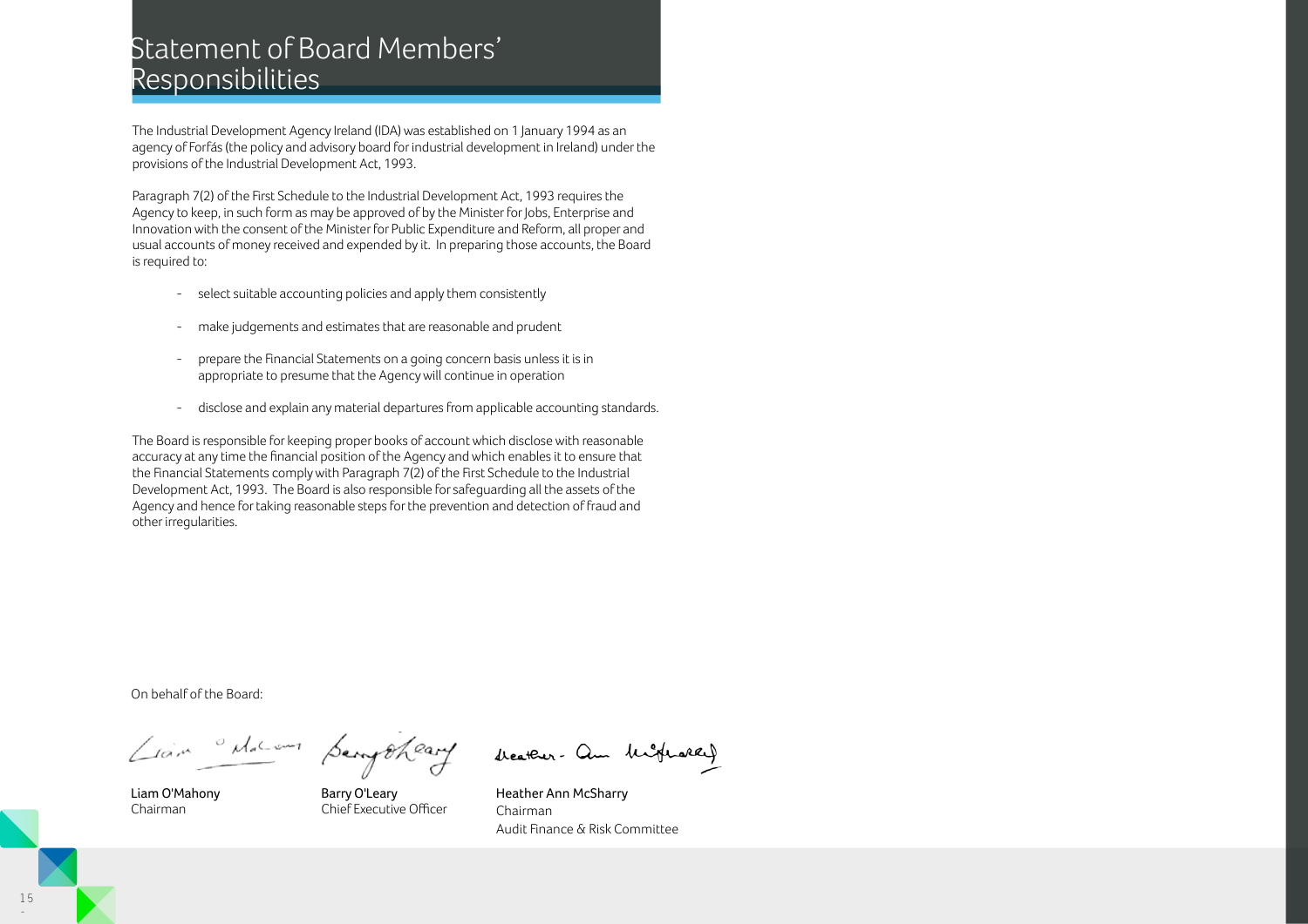# Statement of Board Members' Responsibilities

The Industrial Development Agency Ireland (IDA) was established on 1 January 1994 as an agency of Forfás (the policy and advisory board for industrial development in Ireland) under the provisions of the Industrial Development Act, 1993.

Paragraph 7(2) of the First Schedule to the Industrial Development Act, 1993 requires the Agency to keep, in such form as may be approved of by the Minister for Jobs, Enterprise and Innovation with the consent of the Minister for Public Expenditure and Reform, all proper and usual accounts of money received and expended by it. In preparing those accounts, the Board is required to:

- select suitable accounting policies and apply them consistently
- make judgements and estimates that are reasonable and prudent
- prepare the Financial Statements on a going concern basis unless it is in appropriate to presume that the Agency will continue in operation
- disclose and explain any material departures from applicable accounting standards.

The Board is responsible for keeping proper books of account which disclose with reasonable accuracy at any time the financial position of the Agency and which enables it to ensure that the Financial Statements comply with Paragraph 7(2) of the First Schedule to the Industrial Development Act, 1993. The Board is also responsible for safeguarding all the assets of the Agency and hence for taking reasonable steps for the prevention and detection of fraud and other irregularities.

On behalf of the Board:

| Liam O'Mahony | Barry O'Leary | Heather Ann McSharry |
|---|---|---|
| Chairman | Chief Executive Officer | Chairman<br>Audit Finance & Risk Committee |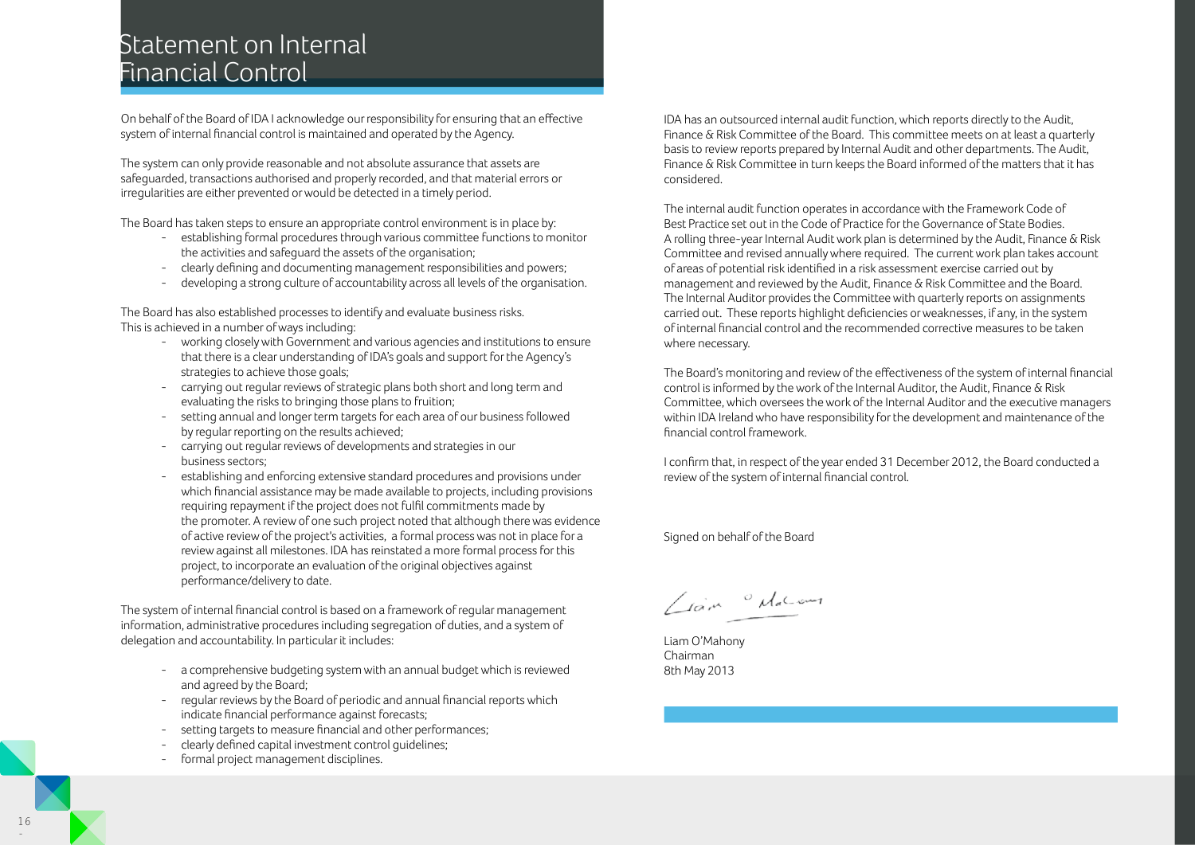# Statement on Internal Financial Control

On behalf of the Board of IDA I acknowledge our responsibility for ensuring that an effective system of internal financial control is maintained and operated by the Agency.

The system can only provide reasonable and not absolute assurance that assets are safeguarded, transactions authorised and properly recorded, and that material errors or irregularities are either prevented or would be detected in a timely period.

The Board has taken steps to ensure an appropriate control environment is in place by:

- establishing formal procedures through various committee functions to monitor the activities and safeguard the assets of the organisation;
- clearly defining and documenting management responsibilities and powers;
- developing a strong culture of accountability across all levels of the organisation.

The Board has also established processes to identify and evaluate business risks. This is achieved in a number of ways including:

- working closely with Government and various agencies and institutions to ensure that there is a clear understanding of IDA's goals and support for the Agency's strategies to achieve those goals;
- carrying out regular reviews of strategic plans both short and long term and evaluating the risks to bringing those plans to fruition;
- setting annual and longer term targets for each area of our business followed by regular reporting on the results achieved;
- carrying out regular reviews of developments and strategies in our business sectors;
- establishing and enforcing extensive standard procedures and provisions under which financial assistance may be made available to projects, including provisions requiring repayment if the project does not fulfil commitments made by the promoter. A review of one such project noted that although there was evidence of active review of the project's activities, a formal process was not in place for a review against all milestones. IDA has reinstated a more formal process for this project, to incorporate an evaluation of the original objectives against performance/delivery to date.

The system of internal financial control is based on a framework of regular management information, administrative procedures including segregation of duties, and a system of delegation and accountability. In particular it includes:

- a comprehensive budgeting system with an annual budget which is reviewed and agreed by the Board;
- regular reviews by the Board of periodic and annual financial reports which indicate financial performance against forecasts;
- setting targets to measure financial and other performances;
- clearly defined capital investment control guidelines;
- formal project management disciplines.

IDA has an outsourced internal audit function, which reports directly to the Audit, Finance & Risk Committee of the Board. This committee meets on at least a quarterly basis to review reports prepared by Internal Audit and other departments. The Audit, Finance & Risk Committee in turn keeps the Board informed of the matters that it has considered.

The internal audit function operates in accordance with the Framework Code of Best Practice set out in the Code of Practice for the Governance of State Bodies. A rolling three-year Internal Audit work plan is determined by the Audit, Finance & Risk Committee and revised annually where required. The current work plan takes account of areas of potential risk identified in a risk assessment exercise carried out by management and reviewed by the Audit, Finance & Risk Committee and the Board. The Internal Auditor provides the Committee with quarterly reports on assignments carried out. These reports highlight deficiencies or weaknesses, if any, in the system of internal financial control and the recommended corrective measures to be taken where necessary.

The Board's monitoring and review of the effectiveness of the system of internal financial control is informed by the work of the Internal Auditor, the Audit, Finance & Risk Committee, which oversees the work of the Internal Auditor and the executive managers within IDA Ireland who have responsibility for the development and maintenance of the financial control framework.

I confirm that, in respect of the year ended 31 December 2012, the Board conducted a review of the system of internal financial control.

Signed on behalf of the Board

Liam O'Mahony
Chairman
8th May 2013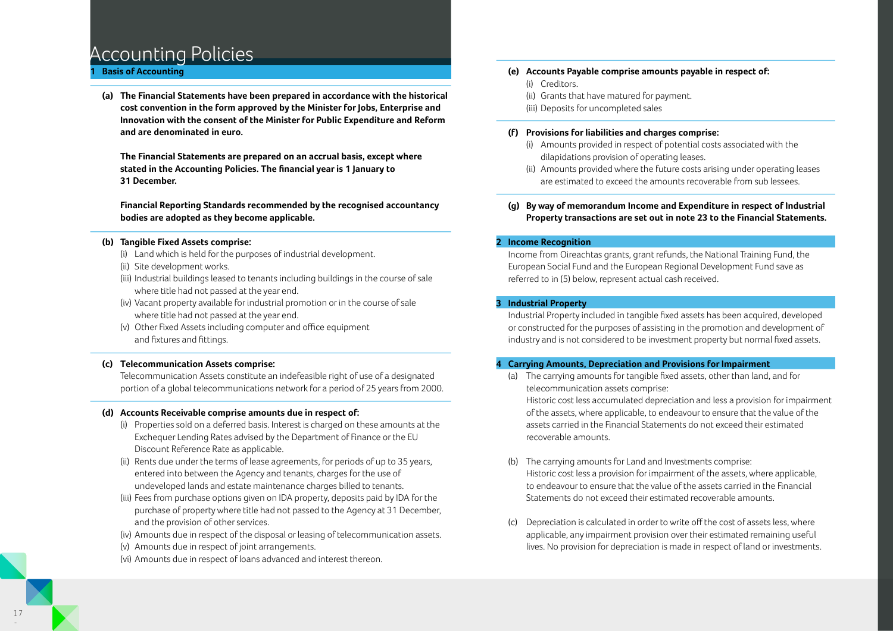# Accounting Policies

## 1 Basis of Accounting

**(a) The Financial Statements have been prepared in accordance with the historical cost convention in the form approved by the Minister for Jobs, Enterprise and Innovation with the consent of the Minister for Public Expenditure and Reform and are denominated in euro.**

**The Financial Statements are prepared on an accrual basis, except where stated in the Accounting Policies. The financial year is 1 January to 31 December.**

**Financial Reporting Standards recommended by the recognised accountancy bodies are adopted as they become applicable.**

**(b) Tangible Fixed Assets comprise:**

- (i) Land which is held for the purposes of industrial development.
- (ii) Site development works.
- (iii) Industrial buildings leased to tenants including buildings in the course of sale where title had not passed at the year end.
- (iv) Vacant property available for industrial promotion or in the course of sale where title had not passed at the year end.
- (v) Other Fixed Assets including computer and office equipment and fixtures and fittings.

**(c) Telecommunication Assets comprise:**

Telecommunication Assets constitute an indefeasible right of use of a designated portion of a global telecommunications network for a period of 25 years from 2000.

**(d) Accounts Receivable comprise amounts due in respect of:**

- (i) Properties sold on a deferred basis. Interest is charged on these amounts at the Exchequer Lending Rates advised by the Department of Finance or the EU Discount Reference Rate as applicable.
- (ii) Rents due under the terms of lease agreements, for periods of up to 35 years, entered into between the Agency and tenants, charges for the use of undeveloped lands and estate maintenance charges billed to tenants.
- (iii) Fees from purchase options given on IDA property, deposits paid by IDA for the purchase of property where title had not passed to the Agency at 31 December, and the provision of other services.
- (iv) Amounts due in respect of the disposal or leasing of telecommunication assets.
- (v) Amounts due in respect of joint arrangements.
- (vi) Amounts due in respect of loans advanced and interest thereon.

**(e) Accounts Payable comprise amounts payable in respect of:**

- (i) Creditors.
- (ii) Grants that have matured for payment.
- (iii) Deposits for uncompleted sales

**(f) Provisions for liabilities and charges comprise:**

- (i) Amounts provided in respect of potential costs associated with the dilapidations provision of operating leases.
- (ii) Amounts provided where the future costs arising under operating leases are estimated to exceed the amounts recoverable from sub lessees.

**(g) By way of memorandum Income and Expenditure in respect of Industrial Property transactions are set out in note 23 to the Financial Statements.**

## 2 Income Recognition

Income from Oireachtas grants, grant refunds, the National Training Fund, the European Social Fund and the European Regional Development Fund save as referred to in (5) below, represent actual cash received.

## 3 Industrial Property

Industrial Property included in tangible fixed assets has been acquired, developed or constructed for the purposes of assisting in the promotion and development of industry and is not considered to be investment property but normal fixed assets.

## 4 Carrying Amounts, Depreciation and Provisions for Impairment

(a) The carrying amounts for tangible fixed assets, other than land, and for telecommunication assets comprise:
Historic cost less accumulated depreciation and less a provision for impairment of the assets, where applicable, to endeavour to ensure that the value of the assets carried in the Financial Statements do not exceed their estimated recoverable amounts.

(b) The carrying amounts for Land and Investments comprise:
Historic cost less a provision for impairment of the assets, where applicable, to endeavour to ensure that the value of the assets carried in the Financial Statements do not exceed their estimated recoverable amounts.

(c) Depreciation is calculated in order to write off the cost of assets less, where applicable, any impairment provision over their estimated remaining useful lives. No provision for depreciation is made in respect of land or investments.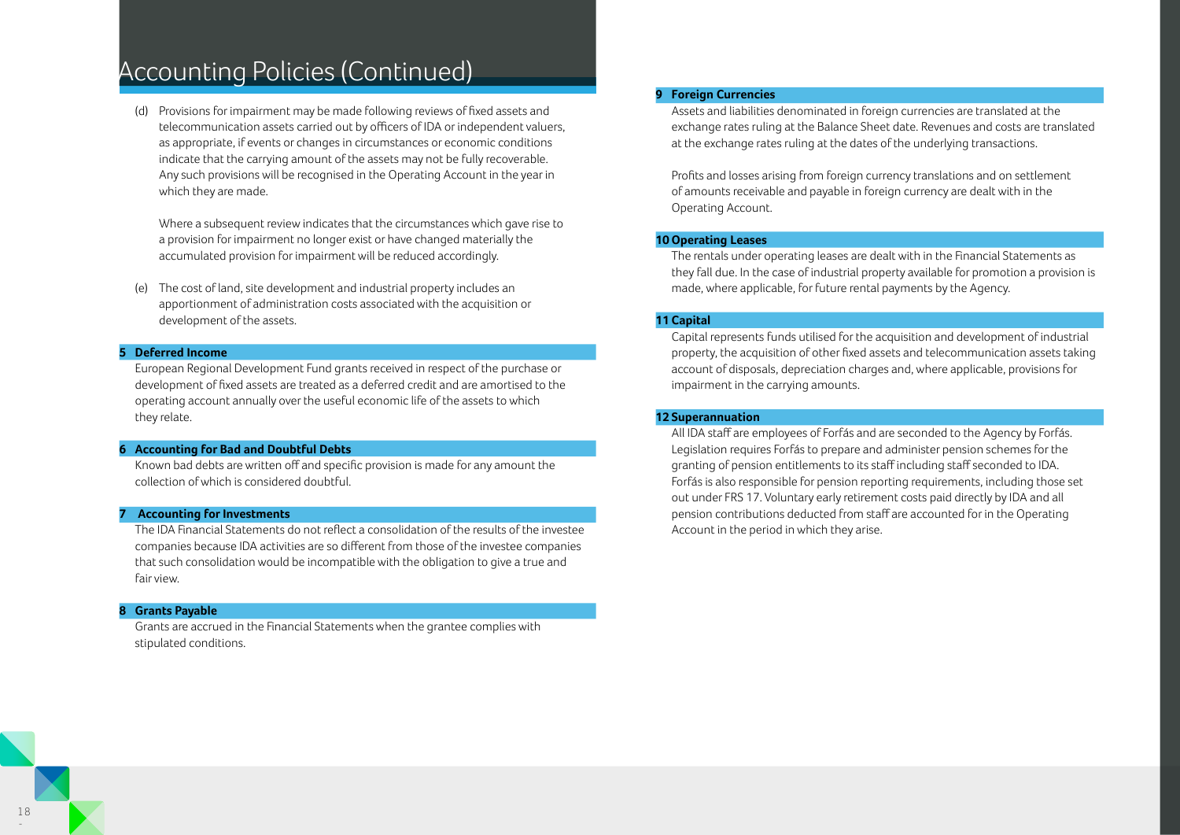# Accounting Policies (Continued)

(d) Provisions for impairment may be made following reviews of fixed assets and telecommunication assets carried out by officers of IDA or independent valuers, as appropriate, if events or changes in circumstances or economic conditions indicate that the carrying amount of the assets may not be fully recoverable. Any such provisions will be recognised in the Operating Account in the year in which they are made.

Where a subsequent review indicates that the circumstances which gave rise to a provision for impairment no longer exist or have changed materially the accumulated provision for impairment will be reduced accordingly.

(e) The cost of land, site development and industrial property includes an apportionment of administration costs associated with the acquisition or development of the assets.

## 5 Deferred Income

European Regional Development Fund grants received in respect of the purchase or development of fixed assets are treated as a deferred credit and are amortised to the operating account annually over the useful economic life of the assets to which they relate.

## 6 Accounting for Bad and Doubtful Debts

Known bad debts are written off and specific provision is made for any amount the collection of which is considered doubtful.

## 7 Accounting for Investments

The IDA Financial Statements do not reflect a consolidation of the results of the investee companies because IDA activities are so different from those of the investee companies that such consolidation would be incompatible with the obligation to give a true and fair view.

## 8 Grants Payable

Grants are accrued in the Financial Statements when the grantee complies with stipulated conditions.

## 9 Foreign Currencies

Assets and liabilities denominated in foreign currencies are translated at the exchange rates ruling at the Balance Sheet date. Revenues and costs are translated at the exchange rates ruling at the dates of the underlying transactions.

Profits and losses arising from foreign currency translations and on settlement of amounts receivable and payable in foreign currency are dealt with in the Operating Account.

## 10 Operating Leases

The rentals under operating leases are dealt with in the Financial Statements as they fall due. In the case of industrial property available for promotion a provision is made, where applicable, for future rental payments by the Agency.

## 11 Capital

Capital represents funds utilised for the acquisition and development of industrial property, the acquisition of other fixed assets and telecommunication assets taking account of disposals, depreciation charges and, where applicable, provisions for impairment in the carrying amounts.

## 12 Superannuation

All IDA staff are employees of Forfás and are seconded to the Agency by Forfás. Legislation requires Forfás to prepare and administer pension schemes for the granting of pension entitlements to its staff including staff seconded to IDA. Forfás is also responsible for pension reporting requirements, including those set out under FRS 17. Voluntary early retirement costs paid directly by IDA and all pension contributions deducted from staff are accounted for in the Operating Account in the period in which they arise.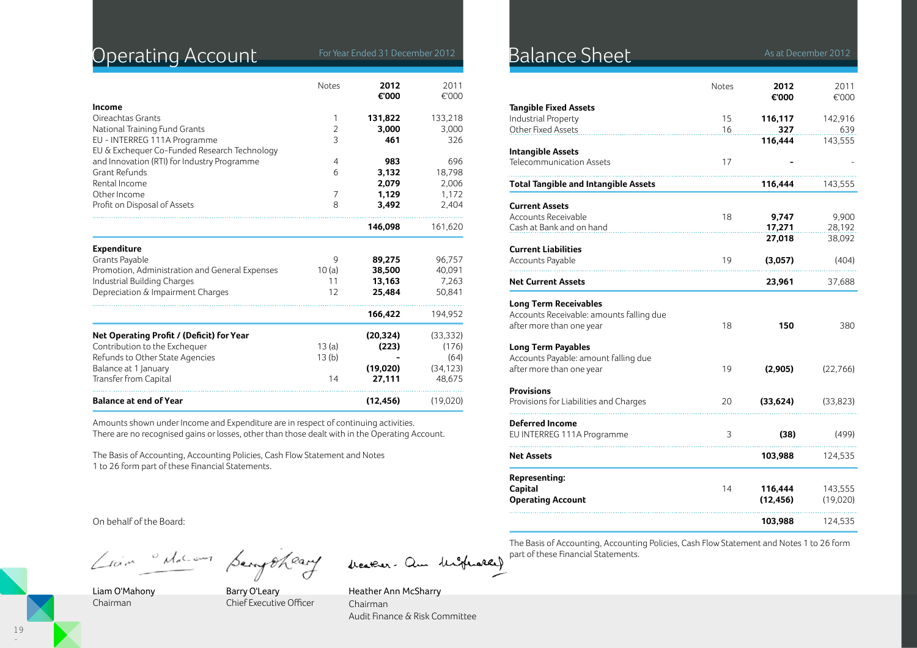## Operating Account

For Year Ended 31 December 2012

| | Notes | 2012 €'000 | 2011 €'000 |
|---|---|---|---|
| **Income** | | | |
| Oireachtas Grants | 1 | **131,822** | 133,218 |
| National Training Fund Grants | 2 | **3,000** | 3,000 |
| EU - INTERREG 111A Programme | 3 | **461** | 326 |
| EU & Exchequer Co-Funded Research Technology and Innovation (RTI) for Industry Programme | 4 | **983** | 696 |
| Grant Refunds | 6 | **3,132** | 18,798 |
| Rental Income | | **2,079** | 2,006 |
| Other Income | 7 | **1,129** | 1,172 |
| Profit on Disposal of Assets | 8 | **3,492** | 2,404 |
| | | **146,098** | 161,620 |
| **Expenditure** | | | |
| Grants Payable | 9 | **89,275** | 96,757 |
| Promotion, Administration and General Expenses | 10 (a) | **38,500** | 40,091 |
| Industrial Building Charges | 11 | **13,163** | 7,263 |
| Depreciation & Impairment Charges | 12 | **25,484** | 50,841 |
| | | **166,422** | 194,952 |
| **Net Operating Profit / (Deficit) for Year** | | **(20,324)** | (33,332) |
| Contribution to the Exchequer | 13 (a) | **(223)** | (176) |
| Refunds to Other State Agencies | 13 (b) | **-** | (64) |
| Balance at 1 January | | **(19,020)** | (34,123) |
| Transfer from Capital | 14 | **27,111** | 48,675 |
| **Balance at end of Year** | | **(12,456)** | (19,020) |

Amounts shown under Income and Expenditure are in respect of continuing activities.
There are no recognised gains or losses, other than those dealt with in the Operating Account.

The Basis of Accounting, Accounting Policies, Cash Flow Statement and Notes 1 to 26 form part of these Financial Statements.

On behalf of the Board:

Liam O'Mahony
Chairman

Barry O'Leary
Chief Executive Officer

Heather Ann McSharry
Chairman
Audit Finance & Risk Committee

## Balance Sheet

As at December 2012

| | Notes | 2012 €'000 | 2011 €'000 |
|---|---|---|---|
| **Tangible Fixed Assets** | | | |
| Industrial Property | 15 | **116,117** | 142,916 |
| Other Fixed Assets | 16 | **327** | 639 |
| | | **116,444** | 143,555 |
| **Intangible Assets** | | | |
| Telecommunication Assets | 17 | **-** | - |
| **Total Tangible and Intangible Assets** | | **116,444** | 143,555 |
| **Current Assets** | | | |
| Accounts Receivable | 18 | **9,747** | 9,900 |
| Cash at Bank and on hand | | **17,271** | 28,192 |
| | | **27,018** | 38,092 |
| **Current Liabilities** | | | |
| Accounts Payable | 19 | **(3,057)** | (404) |
| **Net Current Assets** | | **23,961** | 37,688 |
| **Long Term Receivables** | | | |
| Accounts Receivable: amounts falling due after more than one year | 18 | **150** | 380 |
| **Long Term Payables** | | | |
| Accounts Payable: amount falling due after more than one year | 19 | **(2,905)** | (22,766) |
| **Provisions** | | | |
| Provisions for Liabilities and Charges | 20 | **(33,624)** | (33,823) |
| **Deferred Income** | | | |
| EU INTERREG 111A Programme | 3 | **(38)** | (499) |
| **Net Assets** | | **103,988** | 124,535 |
| **Representing:** | | | |
| **Capital** | 14 | **116,444** | 143,555 |
| **Operating Account** | | **(12,456)** | (19,020) |
| | | **103,988** | 124,535 |

The Basis of Accounting, Accounting Policies, Cash Flow Statement and Notes 1 to 26 form part of these Financial Statements.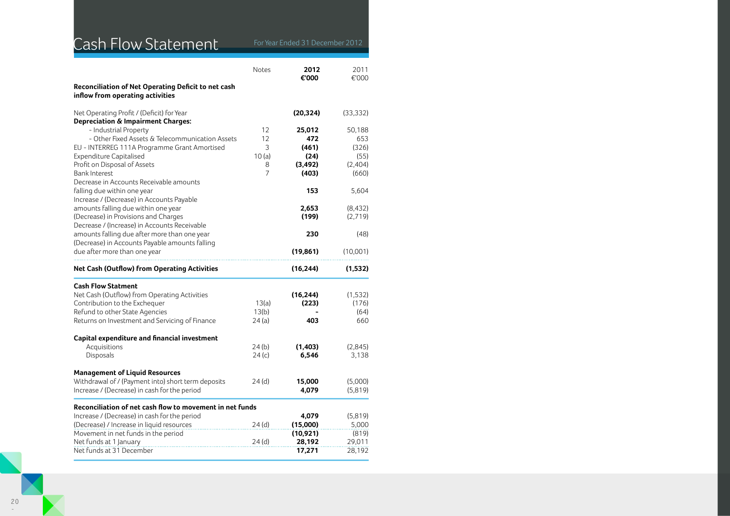# Cash Flow Statement

For Year Ended 31 December 2012

| | Notes | 2012 €'000 | 2011 €'000 |
|---|---|---|---|
| **Reconciliation of Net Operating Deficit to net cash inflow from operating activities** | | | |
| Net Operating Profit / (Deficit) for Year | | **(20,324)** | (33,332) |
| **Depreciation & Impairment Charges:** | | | |
| - Industrial Property | 12 | **25,012** | 50,188 |
| - Other Fixed Assets & Telecommunication Assets | 12 | **472** | 653 |
| EU - INTERREG 111A Programme Grant Amortised | 3 | **(461)** | (326) |
| Expenditure Capitalised | 10 (a) | **(24)** | (55) |
| Profit on Disposal of Assets | 8 | **(3,492)** | (2,404) |
| Bank Interest | 7 | **(403)** | (660) |
| Decrease in Accounts Receivable amounts falling due within one year | | **153** | 5,604 |
| Increase / (Decrease) in Accounts Payable amounts falling due within one year | | **2,653** | (8,432) |
| (Decrease) in Provisions and Charges | | **(199)** | (2,719) |
| Decrease / (Increase) in Accounts Receivable amounts falling due after more than one year | | **230** | (48) |
| (Decrease) in Accounts Payable amounts falling due after more than one year | | **(19,861)** | (10,001) |
| **Net Cash (Outflow) from Operating Activities** | | **(16,244)** | **(1,532)** |
| **Cash Flow Statment** | | | |
| Net Cash (Outflow) from Operating Activities | | **(16,244)** | (1,532) |
| Contribution to the Exchequer | 13(a) | **(223)** | (176) |
| Refund to other State Agencies | 13(b) | **-** | (64) |
| Returns on Investment and Servicing of Finance | 24 (a) | **403** | 660 |
| **Capital expenditure and financial investment** | | | |
| Acquisitions | 24 (b) | **(1,403)** | (2,845) |
| Disposals | 24 (c) | **6,546** | 3,138 |
| **Management of Liquid Resources** | | | |
| Withdrawal of / (Payment into) short term deposits | 24 (d) | **15,000** | (5,000) |
| Increase / (Decrease) in cash for the period | | **4,079** | (5,819) |
| **Reconciliation of net cash flow to movement in net funds** | | | |
| Increase / (Decrease) in cash for the period | | **4,079** | (5,819) |
| (Decrease) / Increase in liquid resources | 24 (d) | **(15,000)** | 5,000 |
| Movement in net funds in the period | | **(10,921)** | (819) |
| Net funds at 1 January | 24 (d) | **28,192** | 29,011 |
| Net funds at 31 December | | **17,271** | 28,192 |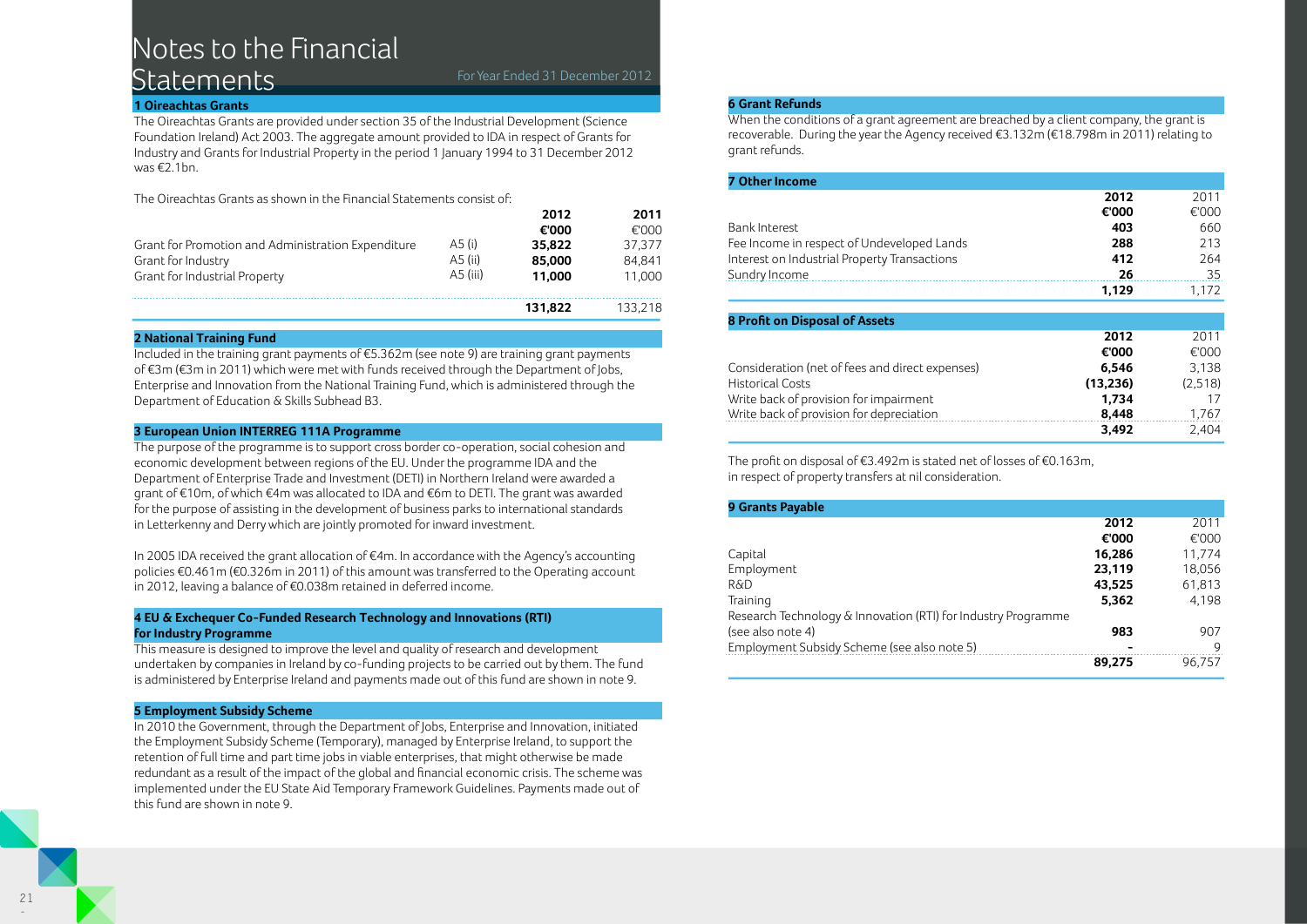# Notes to the Financial Statements

For Year Ended 31 December 2012

## 1 Oireachtas Grants

The Oireachtas Grants are provided under section 35 of the Industrial Development (Science Foundation Ireland) Act 2003. The aggregate amount provided to IDA in respect of Grants for Industry and Grants for Industrial Property in the period 1 January 1994 to 31 December 2012 was €2.1bn.

The Oireachtas Grants as shown in the Financial Statements consist of:

| | | 2012 €'000 | 2011 €'000 |
|---|---|---|---|
| Grant for Promotion and Administration Expenditure | A5 (i) | **35,822** | 37,377 |
| Grant for Industry | A5 (ii) | **85,000** | 84,841 |
| Grant for Industrial Property | A5 (iii) | **11,000** | 11,000 |
| | | **131,822** | 133,218 |

## 2 National Training Fund

Included in the training grant payments of €5.362m (see note 9) are training grant payments of €3m (€3m in 2011) which were met with funds received through the Department of Jobs, Enterprise and Innovation from the National Training Fund, which is administered through the Department of Education & Skills Subhead B3.

## 3 European Union INTERREG 111A Programme

The purpose of the programme is to support cross border co-operation, social cohesion and economic development between regions of the EU. Under the programme IDA and the Department of Enterprise Trade and Investment (DETI) in Northern Ireland were awarded a grant of €10m, of which €4m was allocated to IDA and €6m to DETI. The grant was awarded for the purpose of assisting in the development of business parks to international standards in Letterkenny and Derry which are jointly promoted for inward investment.

In 2005 IDA received the grant allocation of €4m. In accordance with the Agency's accounting policies €0.461m (€0.326m in 2011) of this amount was transferred to the Operating account in 2012, leaving a balance of €0.038m retained in deferred income.

## 4 EU & Exchequer Co-Funded Research Technology and Innovations (RTI) for Industry Programme

This measure is designed to improve the level and quality of research and development undertaken by companies in Ireland by co-funding projects to be carried out by them. The fund is administered by Enterprise Ireland and payments made out of this fund are shown in note 9.

## 5 Employment Subsidy Scheme

In 2010 the Government, through the Department of Jobs, Enterprise and Innovation, initiated the Employment Subsidy Scheme (Temporary), managed by Enterprise Ireland, to support the retention of full time and part time jobs in viable enterprises, that might otherwise be made redundant as a result of the impact of the global and financial economic crisis. The scheme was implemented under the EU State Aid Temporary Framework Guidelines. Payments made out of this fund are shown in note 9.

## 6 Grant Refunds

When the conditions of a grant agreement are breached by a client company, the grant is recoverable. During the year the Agency received €3.132m (€18.798m in 2011) relating to grant refunds.

## 7 Other Income

| | 2012 €'000 | 2011 €'000 |
|---|---|---|
| Bank Interest | **403** | 660 |
| Fee Income in respect of Undeveloped Lands | **288** | 213 |
| Interest on Industrial Property Transactions | **412** | 264 |
| Sundry Income | **26** | 35 |
| | **1,129** | 1,172 |

## 8 Profit on Disposal of Assets

| | 2012 €'000 | 2011 €'000 |
|---|---|---|
| Consideration (net of fees and direct expenses) | **6,546** | 3,138 |
| Historical Costs | **(13,236)** | (2,518) |
| Write back of provision for impairment | **1,734** | 17 |
| Write back of provision for depreciation | **8,448** | 1,767 |
| | **3,492** | 2,404 |

The profit on disposal of €3.492m is stated net of losses of €0.163m, in respect of property transfers at nil consideration.

## 9 Grants Payable

| | 2012 €'000 | 2011 €'000 |
|---|---|---|
| Capital | **16,286** | 11,774 |
| Employment | **23,119** | 18,056 |
| R&D | **43,525** | 61,813 |
| Training | **5,362** | 4,198 |
| Research Technology & Innovation (RTI) for Industry Programme (see also note 4) | **983** | 907 |
| Employment Subsidy Scheme (see also note 5) | **-** | 9 |
| | **89,275** | 96,757 |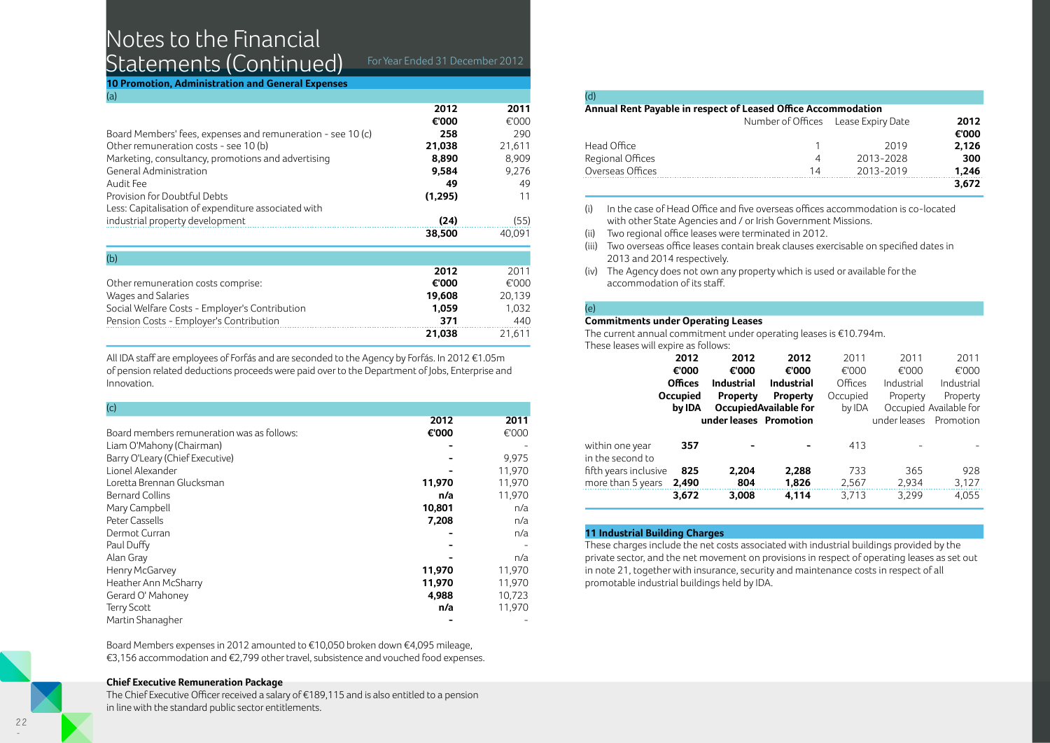# Notes to the Financial Statements (Continued)

For Year Ended 31 December 2012

## 10 Promotion, Administration and General Expenses

(a)

| | 2012 €'000 | 2011 €'000 |
|---|---|---|
| Board Members' fees, expenses and remuneration - see 10 (c) | **258** | 290 |
| Other remuneration costs - see 10 (b) | **21,038** | 21,611 |
| Marketing, consultancy, promotions and advertising | **8,890** | 8,909 |
| General Administration | **9,584** | 9,276 |
| Audit Fee | **49** | 49 |
| Provision for Doubtful Debts | **(1,295)** | 11 |
| Less: Capitalisation of expenditure associated with industrial property development | **(24)** | (55) |
| | **38,500** | 40,091 |

(b)

| Other remuneration costs comprise: | 2012 €'000 | 2011 €'000 |
|---|---|---|
| Wages and Salaries | **19,608** | 20,139 |
| Social Welfare Costs - Employer's Contribution | **1,059** | 1,032 |
| Pension Costs - Employer's Contribution | **371** | 440 |
| | **21,038** | 21,611 |

All IDA staff are employees of Forfás and are seconded to the Agency by Forfás. In 2012 €1.05m of pension related deductions proceeds were paid over to the Department of Jobs, Enterprise and Innovation.

(c)

| Board members remuneration was as follows: | 2012 €'000 | 2011 €'000 |
|---|---|---|
| Liam O'Mahony (Chairman) | **-** | - |
| Barry O'Leary (Chief Executive) | **-** | 9,975 |
| Lionel Alexander | **-** | 11,970 |
| Loretta Brennan Glucksman | **11,970** | 11,970 |
| Bernard Collins | **n/a** | 11,970 |
| Mary Campbell | **10,801** | n/a |
| Peter Cassells | **7,208** | n/a |
| Dermot Curran | **-** | n/a |
| Paul Duffy | **-** | - |
| Alan Gray | **-** | n/a |
| Henry McGarvey | **11,970** | 11,970 |
| Heather Ann McSharry | **11,970** | 11,970 |
| Gerard O' Mahoney | **4,988** | 10,723 |
| Terry Scott | **n/a** | 11,970 |
| Martin Shanagher | **-** | - |

Board Members expenses in 2012 amounted to €10,050 broken down €4,095 mileage, €3,156 accommodation and €2,799 other travel, subsistence and vouched food expenses.

**Chief Executive Remuneration Package**

The Chief Executive Officer received a salary of €189,115 and is also entitled to a pension in line with the standard public sector entitlements.

(d)

**Annual Rent Payable in respect of Leased Office Accommodation**

| | Number of Offices | Lease Expiry Date | 2012 €'000 |
|---|---|---|---|
| Head Office | 1 | 2019 | **2,126** |
| Regional Offices | 4 | 2013-2028 | **300** |
| Overseas Offices | 14 | 2013-2019 | **1,246** |
| | | | **3,672** |

(i) In the case of Head Office and five overseas offices accommodation is co-located with other State Agencies and / or Irish Government Missions.

(ii) Two regional office leases were terminated in 2012.

(iii) Two overseas office leases contain break clauses exercisable on specified dates in 2013 and 2014 respectively.

(iv) The Agency does not own any property which is used or available for the accommodation of its staff.

(e)

**Commitments under Operating Leases**

The current annual commitment under operating leases is €10.794m.
These leases will expire as follows:

| | 2012 €'000 Offices Occupied by IDA | 2012 €'000 Industrial Property Occupied under leases | 2012 €'000 Industrial Property Available for Promotion | 2011 €'000 Offices Occupied by IDA | 2011 €'000 Industrial Property Occupied under leases | 2011 €'000 Industrial Property Available for Promotion |
|---|---|---|---|---|---|---|
| within one year | **357** | **-** | **-** | 413 | - | - |
| in the second to fifth years inclusive | **825** | **2,204** | **2,288** | 733 | 365 | 928 |
| more than 5 years | **2,490** | **804** | **1,826** | 2,567 | 2,934 | 3,127 |
| | **3,672** | **3,008** | **4,114** | 3,713 | 3,299 | 4,055 |

## 11 Industrial Building Charges

These charges include the net costs associated with industrial buildings provided by the private sector, and the net movement on provisions in respect of operating leases as set out in note 21, together with insurance, security and maintenance costs in respect of all promotable industrial buildings held by IDA.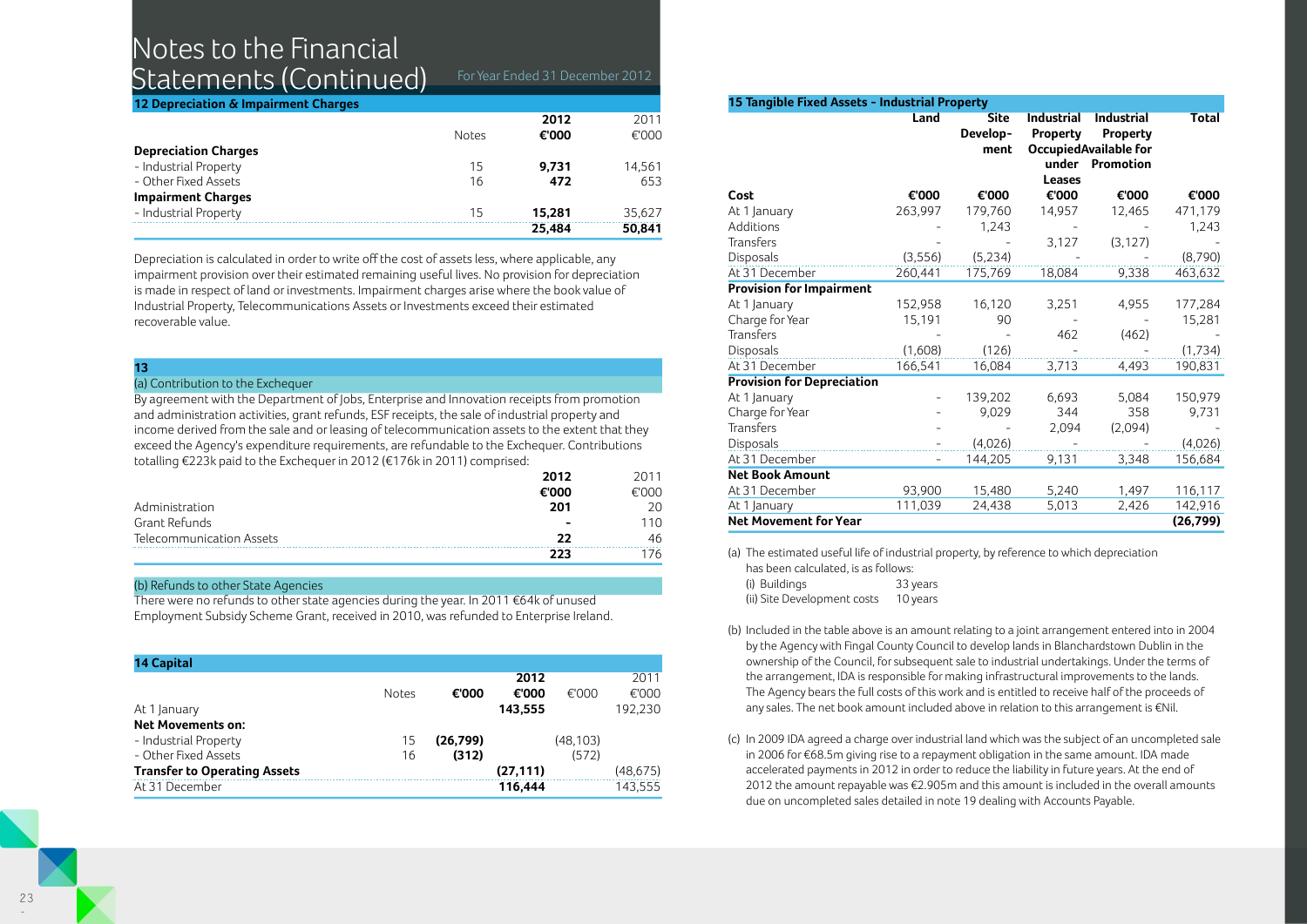# Notes to the Financial Statements (Continued)

For Year Ended 31 December 2012

## 12 Depreciation & Impairment Charges

| | Notes | 2012 €'000 | 2011 €'000 |
|---|---|---|---|
| **Depreciation Charges** | | | |
| - Industrial Property | 15 | **9,731** | 14,561 |
| - Other Fixed Assets | 16 | **472** | 653 |
| **Impairment Charges** | | | |
| - Industrial Property | 15 | **15,281** | 35,627 |
| | | **25,484** | **50,841** |

Depreciation is calculated in order to write off the cost of assets less, where applicable, any impairment provision over their estimated remaining useful lives. No provision for depreciation is made in respect of land or investments. Impairment charges arise where the book value of Industrial Property, Telecommunications Assets or Investments exceed their estimated recoverable value.

## 13

### (a) Contribution to the Exchequer

By agreement with the Department of Jobs, Enterprise and Innovation receipts from promotion and administration activities, grant refunds, ESF receipts, the sale of industrial property and income derived from the sale and or leasing of telecommunication assets to the extent that they exceed the Agency's expenditure requirements, are refundable to the Exchequer. Contributions totalling €223k paid to the Exchequer in 2012 (€176k in 2011) comprised:

| | 2012 €'000 | 2011 €'000 |
|---|---|---|
| Administration | **201** | 20 |
| Grant Refunds | **-** | 110 |
| Telecommunication Assets | **22** | 46 |
| | **223** | 176 |

### (b) Refunds to other State Agencies

There were no refunds to other state agencies during the year. In 2011 €64k of unused Employment Subsidy Scheme Grant, received in 2010, was refunded to Enterprise Ireland.

## 14 Capital

| | Notes | €'000 | 2012 €'000 | €'000 | 2011 €'000 |
|---|---|---|---|---|---|
| At 1 January | | | **143,555** | | 192,230 |
| **Net Movements on:** | | | | | |
| - Industrial Property | 15 | **(26,799)** | | (48,103) | |
| - Other Fixed Assets | 16 | **(312)** | | (572) | |
| **Transfer to Operating Assets** | | | **(27,111)** | | (48,675) |
| At 31 December | | | **116,444** | | 143,555 |

## 15 Tangible Fixed Assets - Industrial Property

| | Land | Site Development | Industrial Property Occupied under Leases | Industrial Property Available for Promotion | Total |
|---|---|---|---|---|---|
| **Cost** | **€'000** | **€'000** | **€'000** | **€'000** | **€'000** |
| At 1 January | 263,997 | 179,760 | 14,957 | 12,465 | 471,179 |
| Additions | - | 1,243 | - | - | 1,243 |
| Transfers | - | - | 3,127 | (3,127) | - |
| Disposals | (3,556) | (5,234) | - | - | (8,790) |
| At 31 December | 260,441 | 175,769 | 18,084 | 9,338 | 463,632 |
| **Provision for Impairment** | | | | | |
| At 1 January | 152,958 | 16,120 | 3,251 | 4,955 | 177,284 |
| Charge for Year | 15,191 | 90 | - | - | 15,281 |
| Transfers | - | - | 462 | (462) | - |
| Disposals | (1,608) | (126) | - | - | (1,734) |
| At 31 December | 166,541 | 16,084 | 3,713 | 4,493 | 190,831 |
| **Provision for Depreciation** | | | | | |
| At 1 January | - | 139,202 | 6,693 | 5,084 | 150,979 |
| Charge for Year | - | 9,029 | 344 | 358 | 9,731 |
| Transfers | - | - | 2,094 | (2,094) | - |
| Disposals | - | (4,026) | - | - | (4,026) |
| At 31 December | - | 144,205 | 9,131 | 3,348 | 156,684 |
| **Net Book Amount** | | | | | |
| At 31 December | 93,900 | 15,480 | 5,240 | 1,497 | 116,117 |
| At 1 January | 111,039 | 24,438 | 5,013 | 2,426 | 142,916 |
| **Net Movement for Year** | | | | | **(26,799)** |

(a) The estimated useful life of industrial property, by reference to which depreciation has been calculated, is as follows:

- (i) Buildings 33 years
- (ii) Site Development costs 10 years

(b) Included in the table above is an amount relating to a joint arrangement entered into in 2004 by the Agency with Fingal County Council to develop lands in Blanchardstown Dublin in the ownership of the Council, for subsequent sale to industrial undertakings. Under the terms of the arrangement, IDA is responsible for making infrastructural improvements to the lands. The Agency bears the full costs of this work and is entitled to receive half of the proceeds of any sales. The net book amount included above in relation to this arrangement is €Nil.

(c) In 2009 IDA agreed a charge over industrial land which was the subject of an uncompleted sale in 2006 for €68.5m giving rise to a repayment obligation in the same amount. IDA made accelerated payments in 2012 in order to reduce the liability in future years. At the end of 2012 the amount repayable was €2.905m and this amount is included in the overall amounts due on uncompleted sales detailed in note 19 dealing with Accounts Payable.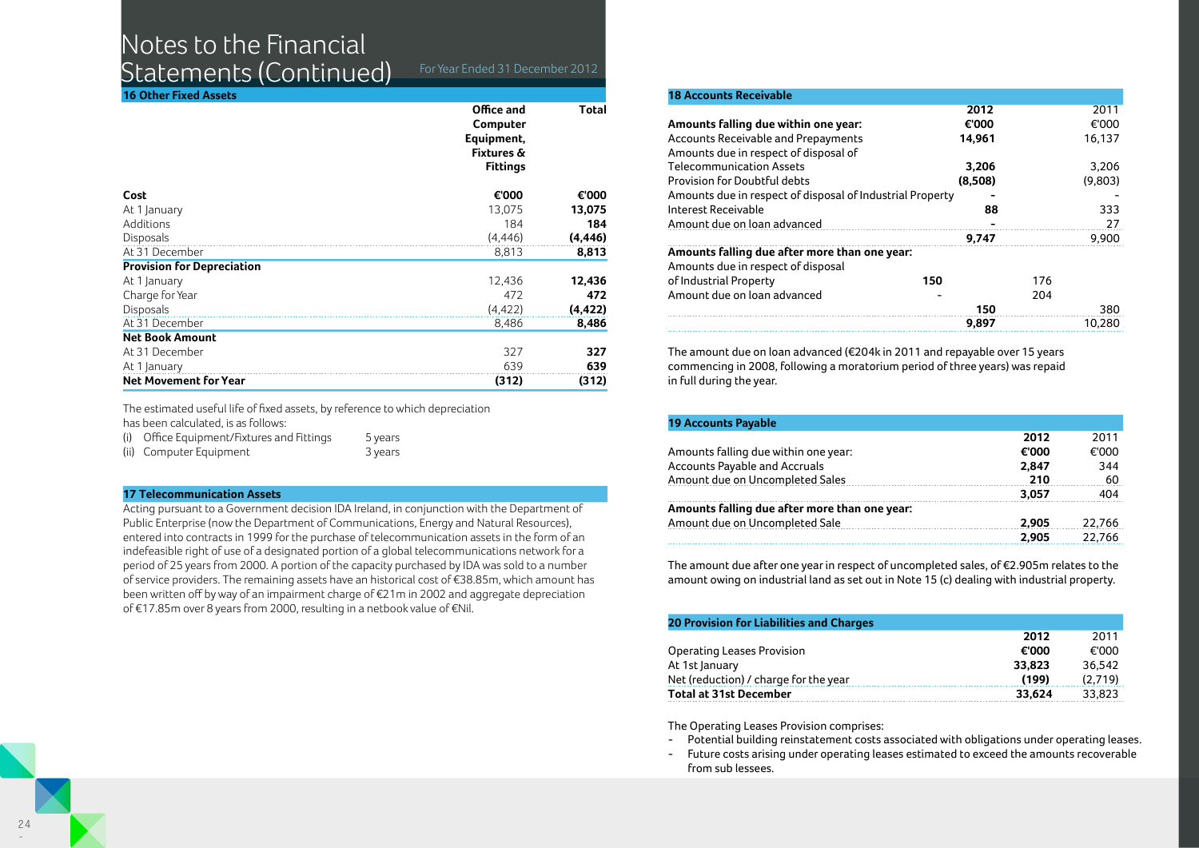# Notes to the Financial Statements (Continued)

For Year Ended 31 December 2012

## 16 Other Fixed Assets

| | Office and Computer Equipment, Fixtures & Fittings | Total |
|---|---|---|
| **Cost** | **€'000** | **€'000** |
| At 1 January | 13,075 | **13,075** |
| Additions | 184 | **184** |
| Disposals | (4,446) | **(4,446)** |
| At 31 December | 8,813 | **8,813** |
| **Provision for Depreciation** | | |
| At 1 January | 12,436 | **12,436** |
| Charge for Year | 472 | **472** |
| Disposals | (4,422) | **(4,422)** |
| At 31 December | 8,486 | **8,486** |
| **Net Book Amount** | | |
| At 31 December | 327 | **327** |
| At 1 January | 639 | **639** |
| **Net Movement for Year** | **(312)** | **(312)** |

The estimated useful life of fixed assets, by reference to which depreciation has been calculated, is as follows:

(i) Office Equipment/Fixtures and Fittings 5 years
(ii) Computer Equipment 3 years

## 17 Telecommunication Assets

Acting pursuant to a Government decision IDA Ireland, in conjunction with the Department of Public Enterprise (now the Department of Communications, Energy and Natural Resources), entered into contracts in 1999 for the purchase of telecommunication assets in the form of an indefeasible right of use of a designated portion of a global telecommunications network for a period of 25 years from 2000. A portion of the capacity purchased by IDA was sold to a number of service providers. The remaining assets have an historical cost of €38.85m, which amount has been written off by way of an impairment charge of €21m in 2002 and aggregate depreciation of €17.85m over 8 years from 2000, resulting in a netbook value of €Nil.

## 18 Accounts Receivable

| | | 2012 | | 2011 |
|---|---|---|---|---|
| **Amounts falling due within one year:** | | **€'000** | | €'000 |
| Accounts Receivable and Prepayments | | **14,961** | | 16,137 |
| Amounts due in respect of disposal of Telecommunication Assets | | **3,206** | | 3,206 |
| Provision for Doubtful debts | | **(8,508)** | | (9,803) |
| Amounts due in respect of disposal of Industrial Property | | **-** | | - |
| Interest Receivable | | **88** | | 333 |
| Amount due on loan advanced | | **-** | | 27 |
| | | **9,747** | | 9,900 |
| **Amounts falling due after more than one year:** | | | | |
| Amounts due in respect of disposal of Industrial Property | **150** | | 176 | |
| Amount due on loan advanced | - | | 204 | |
| | | **150** | | 380 |
| | | **9,897** | | 10,280 |

The amount due on loan advanced (€204k in 2011 and repayable over 15 years commencing in 2008, following a moratorium period of three years) was repaid in full during the year.

## 19 Accounts Payable

| | 2012 | 2011 |
|---|---|---|
| Amounts falling due within one year: | **€'000** | €'000 |
| Accounts Payable and Accruals | **2,847** | 344 |
| Amount due on Uncompleted Sales | **210** | 60 |
| | **3,057** | 404 |
| **Amounts falling due after more than one year:** | | |
| Amount due on Uncompleted Sale | **2,905** | 22,766 |
| | **2,905** | 22,766 |

The amount due after one year in respect of uncompleted sales, of €2.905m relates to the amount owing on industrial land as set out in Note 15 (c) dealing with industrial property.

## 20 Provision for Liabilities and Charges

| | 2012 | 2011 |
|---|---|---|
| Operating Leases Provision | **€'000** | €'000 |
| At 1st January | **33,823** | 36,542 |
| Net (reduction) / charge for the year | **(199)** | (2,719) |
| **Total at 31st December** | **33,624** | 33,823 |

The Operating Leases Provision comprises:

- Potential building reinstatement costs associated with obligations under operating leases.
- Future costs arising under operating leases estimated to exceed the amounts recoverable from sub lessees.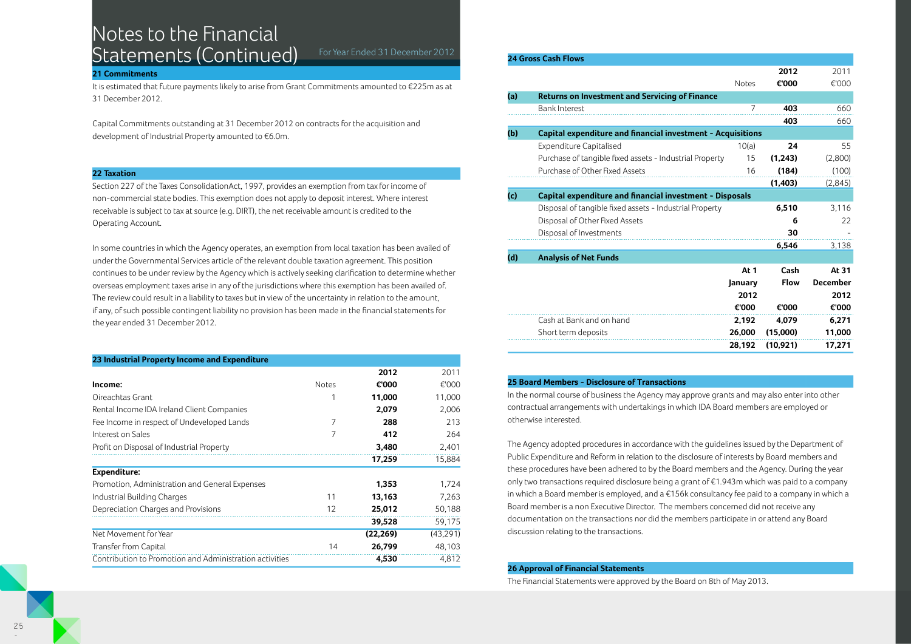# Notes to the Financial Statements (Continued)

For Year Ended 31 December 2012

## 21 Commitments

It is estimated that future payments likely to arise from Grant Commitments amounted to €225m as at 31 December 2012.

Capital Commitments outstanding at 31 December 2012 on contracts for the acquisition and development of Industrial Property amounted to €6.0m.

## 22 Taxation

Section 227 of the Taxes ConsolidationAct, 1997, provides an exemption from tax for income of non-commercial state bodies. This exemption does not apply to deposit interest. Where interest receivable is subject to tax at source (e.g. DIRT), the net receivable amount is credited to the Operating Account.

In some countries in which the Agency operates, an exemption from local taxation has been availed of under the Governmental Services article of the relevant double taxation agreement. This position continues to be under review by the Agency which is actively seeking clarification to determine whether overseas employment taxes arise in any of the jurisdictions where this exemption has been availed of. The review could result in a liability to taxes but in view of the uncertainty in relation to the amount, if any, of such possible contingent liability no provision has been made in the financial statements for the year ended 31 December 2012.

## 23 Industrial Property Income and Expenditure

| | Notes | 2012 €'000 | 2011 €'000 |
|---|---|---|---|
| **Income:** | | | |
| Oireachtas Grant | 1 | **11,000** | 11,000 |
| Rental Income IDA Ireland Client Companies | | **2,079** | 2,006 |
| Fee Income in respect of Undeveloped Lands | 7 | **288** | 213 |
| Interest on Sales | 7 | **412** | 264 |
| Profit on Disposal of Industrial Property | | **3,480** | 2,401 |
| | | **17,259** | 15,884 |
| **Expenditure:** | | | |
| Promotion, Administration and General Expenses | | **1,353** | 1,724 |
| Industrial Building Charges | 11 | **13,163** | 7,263 |
| Depreciation Charges and Provisions | 12 | **25,012** | 50,188 |
| | | **39,528** | 59,175 |
| Net Movement for Year | | **(22,269)** | (43,291) |
| Transfer from Capital | 14 | **26,799** | 48,103 |
| Contribution to Promotion and Administration activities | | **4,530** | 4,812 |

## 24 Gross Cash Flows

| | | Notes | 2012 €'000 | 2011 €'000 |
|---|---|---|---|---|
| **(a)** | **Returns on Investment and Servicing of Finance** | | | |
| | Bank Interest | 7 | **403** | 660 |
| | | | **403** | 660 |
| **(b)** | **Capital expenditure and financial investment - Acquisitions** | | | |
| | Expenditure Capitalised | 10(a) | **24** | 55 |
| | Purchase of tangible fixed assets - Industrial Property | 15 | **(1,243)** | (2,800) |
| | Purchase of Other Fixed Assets | 16 | **(184)** | (100) |
| | | | **(1,403)** | (2,845) |
| **(c)** | **Capital expenditure and financial investment - Disposals** | | | |
| | Disposal of tangible fixed assets - Industrial Property | | **6,510** | 3,116 |
| | Disposal of Other Fixed Assets | | **6** | 22 |
| | Disposal of Investments | | **30** | - |
| | | | **6,546** | 3,138 |

**(d) Analysis of Net Funds**

| | At 1 January 2012 €'000 | Cash Flow €'000 | At 31 December 2012 €'000 |
|---|---|---|---|
| Cash at Bank and on hand | 2,192 | 4,079 | 6,271 |
| Short term deposits | 26,000 | (15,000) | 11,000 |
| | 28,192 | (10,921) | 17,271 |

## 25 Board Members - Disclosure of Transactions

In the normal course of business the Agency may approve grants and may also enter into other contractual arrangements with undertakings in which IDA Board members are employed or otherwise interested.

The Agency adopted procedures in accordance with the guidelines issued by the Department of Public Expenditure and Reform in relation to the disclosure of interests by Board members and these procedures have been adhered to by the Board members and the Agency. During the year only two transactions required disclosure being a grant of €1.943m which was paid to a company in which a Board member is employed, and a €156k consultancy fee paid to a company in which a Board member is a non Executive Director. The members concerned did not receive any documentation on the transactions nor did the members participate in or attend any Board discussion relating to the transactions.

## 26 Approval of Financial Statements

The Financial Statements were approved by the Board on 8th of May 2013.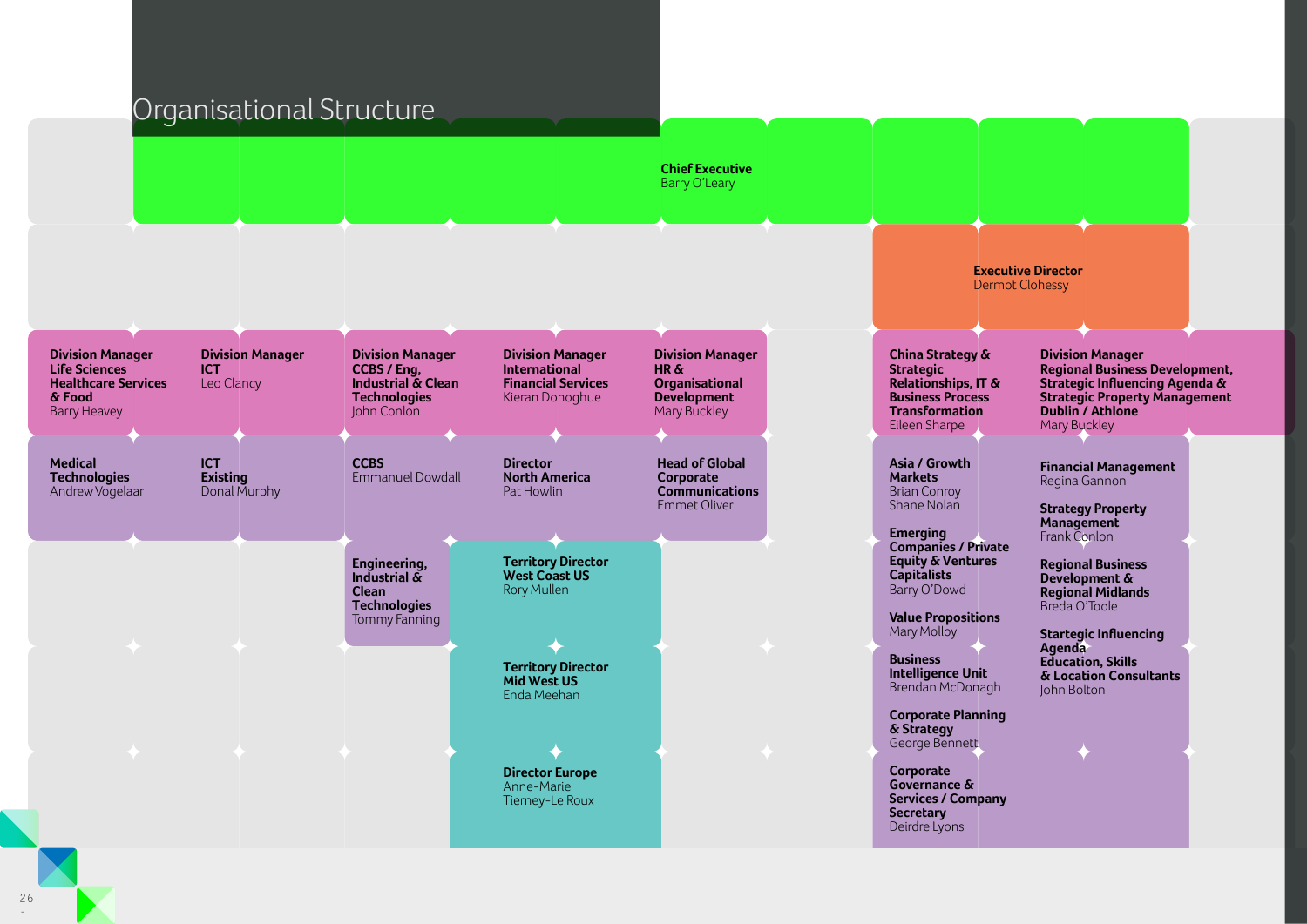# Organisational Structure

**Chief Executive**
Barry O'Leary

**Executive Director**
Dermot Clohessy

**Division Manager Life Sciences Healthcare Services & Food**
Barry Heavey

- **Medical Technologies**
  Andrew Vogelaar

**Division Manager ICT**
Leo Clancy

- **ICT Existing**
  Donal Murphy

**Division Manager CCBS / Eng, Industrial & Clean Technologies**
John Conlon

- **CCBS**
  Emmanuel Dowdall
- **Engineering, Industrial & Clean Technologies**
  Tommy Fanning

**Division Manager International Financial Services**
Kieran Donoghue

- **Director North America**
  Pat Howlin
  - **Territory Director West Coast US**
    Rory Mullen
  - **Territory Director Mid West US**
    Enda Meehan
- **Director Europe**
  Anne-Marie Tierney-Le Roux

**Division Manager HR & Organisational Development**
Mary Buckley

- **Head of Global Corporate Communications**
  Emmet Oliver

**China Strategy & Strategic Relationships, IT & Business Process Transformation**
Eileen Sharpe

- **Asia / Growth Markets**
  Brian Conroy
  Shane Nolan
- **Emerging Companies / Private Equity & Ventures Capitalists**
  Barry O'Dowd
- **Value Propositions**
  Mary Molloy
- **Business Intelligence Unit**
  Brendan McDonagh
- **Corporate Planning & Strategy**
  George Bennett
- **Corporate Governance & Services / Company Secretary**
  Deirdre Lyons

**Division Manager Regional Business Development, Strategic Influencing Agenda & Strategic Property Management Dublin / Athlone**
Mary Buckley

- **Financial Management**
  Regina Gannon
- **Strategy Property Management**
  Frank Conlon
- **Regional Business Development & Regional Midlands**
  Breda O'Toole
- **Startegic Influencing Agenda Education, Skills & Location Consultants**
  John Bolton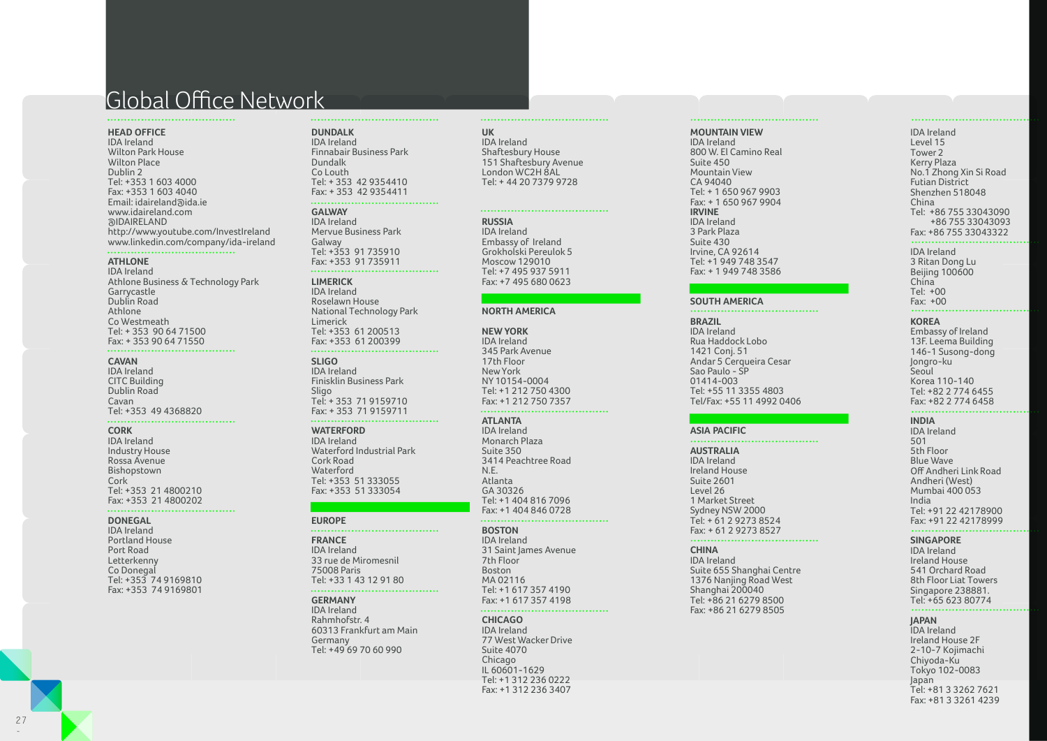# Global Office Network

**HEAD OFFICE**
IDA Ireland
Wilton Park House
Wilton Place
Dublin 2
Tel: +353 1 603 4000
Fax: +353 1 603 4040
Email: idaireland@ida.ie
www.idaireland.com
@IDAIRELAND
http://www.youtube.com/InvestIreland
www.linkedin.com/company/ida-ireland

**ATHLONE**
IDA Ireland
Athlone Business & Technology Park
Garrycastle
Dublin Road
Athlone
Co Westmeath
Tel: + 353 90 64 71500
Fax: + 353 90 64 71550

**CAVAN**
IDA Ireland
CITC Building
Dublin Road
Cavan
Tel: +353 49 4368820

**CORK**
IDA Ireland
Industry House
Rossa Avenue
Bishopstown
Cork
Tel: +353 21 4800210
Fax: +353 21 4800202

**DONEGAL**
IDA Ireland
Portland House
Port Road
Letterkenny
Co Donegal
Tel: +353 74 9169810
Fax: +353 74 9169801

**DUNDALK**
IDA Ireland
Finnabair Business Park
Dundalk
Co Louth
Tel: +353 42 9354410
Fax: + 353 42 9354411

**GALWAY**
IDA Ireland
Mervue Business Park
Galway
Tel: +353 91 735910
Fax: +353 91 735911

**LIMERICK**
IDA Ireland
Roselawn House
National Technology Park
Limerick
Tel: +353 61 200513
Fax: +353 61 200399

**SLIGO**
IDA Ireland
Finisklin Business Park
Sligo
Tel: + 353 71 9159710
Fax: + 353 71 9159711

**WATERFORD**
IDA Ireland
Waterford Industrial Park
Cork Road
Waterford
Tel: +353 51 333055
Fax: +353 51 333054

## EUROPE

**FRANCE**
IDA Ireland
33 rue de Miromesnil
75008 Paris
Tel: +33 1 43 12 91 80

**GERMANY**
IDA Ireland
Rahmhofstr. 4
60313 Frankfurt am Main
Germany
Tel: +49 69 70 60 990

**UK**
IDA Ireland
Shaftesbury House
151 Shaftesbury Avenue
London WC2H 8AL
Tel: + 44 20 7379 9728

**RUSSIA**
IDA Ireland
Embassy of Ireland
Grokholski Pereulok 5
Moscow 129010
Tel: +7 495 937 5911
Fax: +7 495 680 0623

## NORTH AMERICA

**NEW YORK**
IDA Ireland
345 Park Avenue
17th Floor
New York
NY 10154-0004
Tel: +1 212 750 4300
Fax: +1 212 750 7357

**ATLANTA**
IDA Ireland
Monarch Plaza
Suite 350
3414 Peachtree Road
N.E.
Atlanta
GA 30326
Tel: +1 404 816 7096
Fax: +1 404 846 0728

**BOSTON**
IDA Ireland
31 Saint James Avenue
7th Floor
Boston
MA 02116
Tel: +1 617 357 4190
Fax: +1 617 357 4198

**CHICAGO**
IDA Ireland
77 West Wacker Drive
Suite 4070
Chicago
IL 60601-1629
Tel: +1 312 236 0222
Fax: +1 312 236 3407

**MOUNTAIN VIEW**
IDA Ireland
800 W. El Camino Real
Suite 450
Mountain View
CA 94040
Tel: + 1 650 967 9903
Fax: + 1 650 967 9904

**IRVINE**
IDA Ireland
3 Park Plaza
Suite 430
Irvine, CA 92614
Tel: +1 949 748 3547
Fax: + 1 949 748 3586

## SOUTH AMERICA

**BRAZIL**
IDA Ireland
Rua Haddock Lobo
1421 Conj. 51
Andar 5 Cerqueira Cesar
Sao Paulo - SP
01414-003
Tel: +55 11 3355 4803
Tel/Fax: +55 11 4992 0406

## ASIA PACIFIC

**AUSTRALIA**
IDA Ireland
Ireland House
Suite 2601
Level 26
1 Market Street
Sydney NSW 2000
Tel: + 61 2 9273 8524
Fax: + 61 2 9273 8527

**CHINA**
IDA Ireland
Suite 655 Shanghai Centre
1376 Nanjing Road West
Shanghai 200040
Tel: +86 21 6279 8500
Fax: +86 21 6279 8505

IDA Ireland
Level 15
Tower 2
Kerry Plaza
No.1 Zhong Xin Si Road
Futian District
Shenzhen 518048
China
Tel: +86 755 33043090
+86 755 33043093
Fax: +86 755 33043322

IDA Ireland
3 Ritan Dong Lu
Beijing 100600
China
Tel: +00
Fax: +00

**KOREA**
Embassy of Ireland
13F. Leema Building
146-1 Susong-dong
Jongro-ku
Seoul
Korea 110-140
Tel: +82 2 774 6455
Fax: +82 2 774 6458

**INDIA**
IDA Ireland
501
5th Floor
Blue Wave
Off Andheri Link Road
Andheri (West)
Mumbai 400 053
India
Tel: +91 22 42178900
Fax: +91 22 42178999

**SINGAPORE**
IDA Ireland
Ireland House
541 Orchard Road
8th Floor Liat Towers
Singapore 238881.
Tel: +65 623 80774

**JAPAN**
IDA Ireland
Ireland House 2F
2-10-7 Kojimachi
Chiyoda-Ku
Tokyo 102-0083
Japan
Tel: +81 3 3262 7621
Fax: +81 3 3261 4239